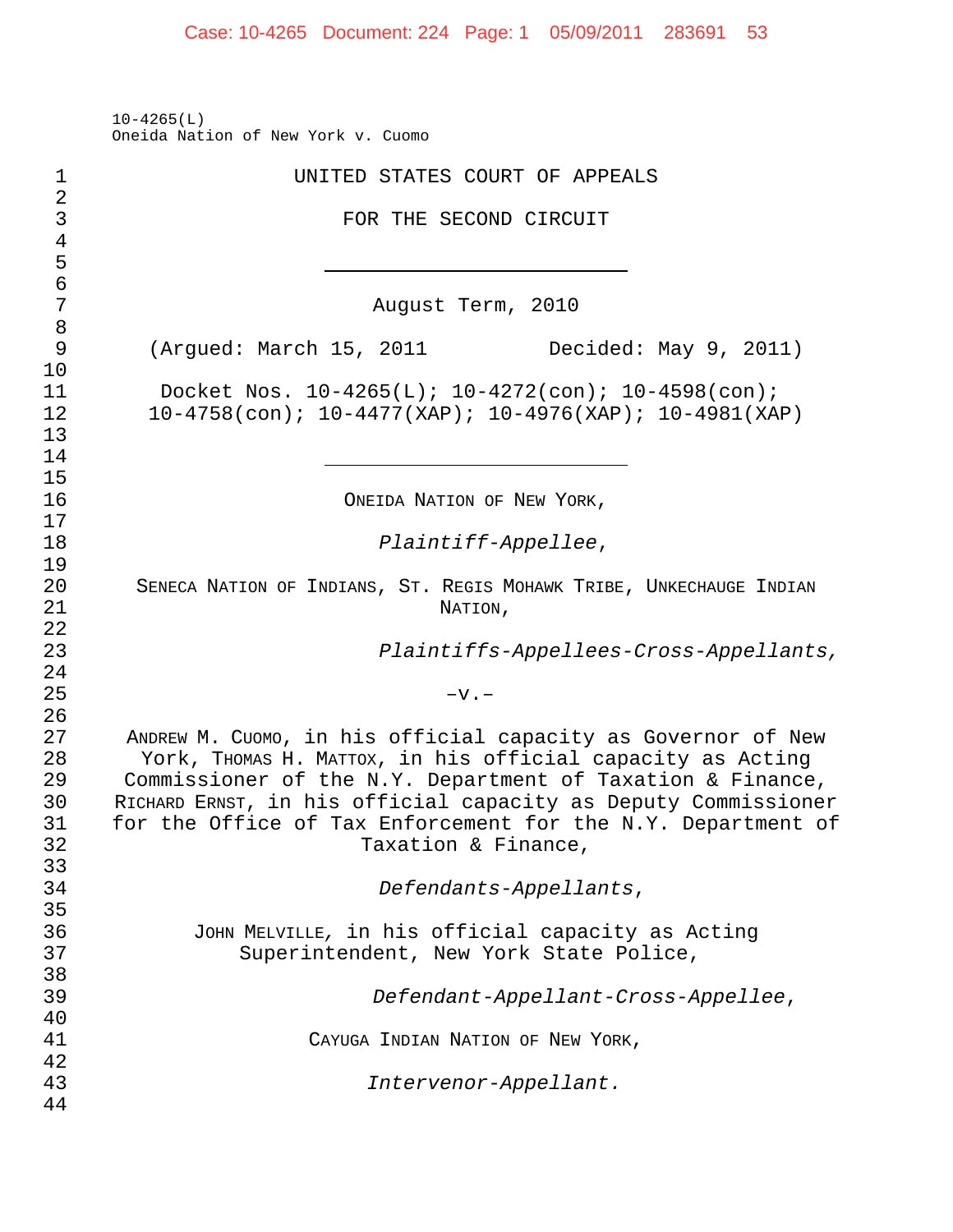10-4265(L)
Oneida Nation of New York v. Cuomo

UNITED STATES COURT OF APPEALS

FOR THE SECOND CIRCUIT

---

August Term, 2010

(Argued: March 15, 2011 Decided: May 9, 2011)

Docket Nos. 10-4265(L); 10-4272(con); 10-4598(con);
10-4758(con); 10-4477(XAP); 10-4976(XAP); 10-4981(XAP)

---

ONEIDA NATION OF NEW YORK,

*Plaintiff-Appellee*,

SENECA NATION OF INDIANS, ST. REGIS MOHAWK TRIBE, UNKECHAUGE INDIAN NATION,

*Plaintiffs-Appellees-Cross-Appellants,*

–v.–

ANDREW M. CUOMO, in his official capacity as Governor of New York, THOMAS H. MATTOX, in his official capacity as Acting Commissioner of the N.Y. Department of Taxation & Finance, RICHARD ERNST, in his official capacity as Deputy Commissioner for the Office of Tax Enforcement for the N.Y. Department of Taxation & Finance,

*Defendants-Appellants*,

JOHN MELVILLE, in his official capacity as Acting Superintendent, New York State Police,

*Defendant-Appellant-Cross-Appellee*,

CAYUGA INDIAN NATION OF NEW YORK,

*Intervenor-Appellant.*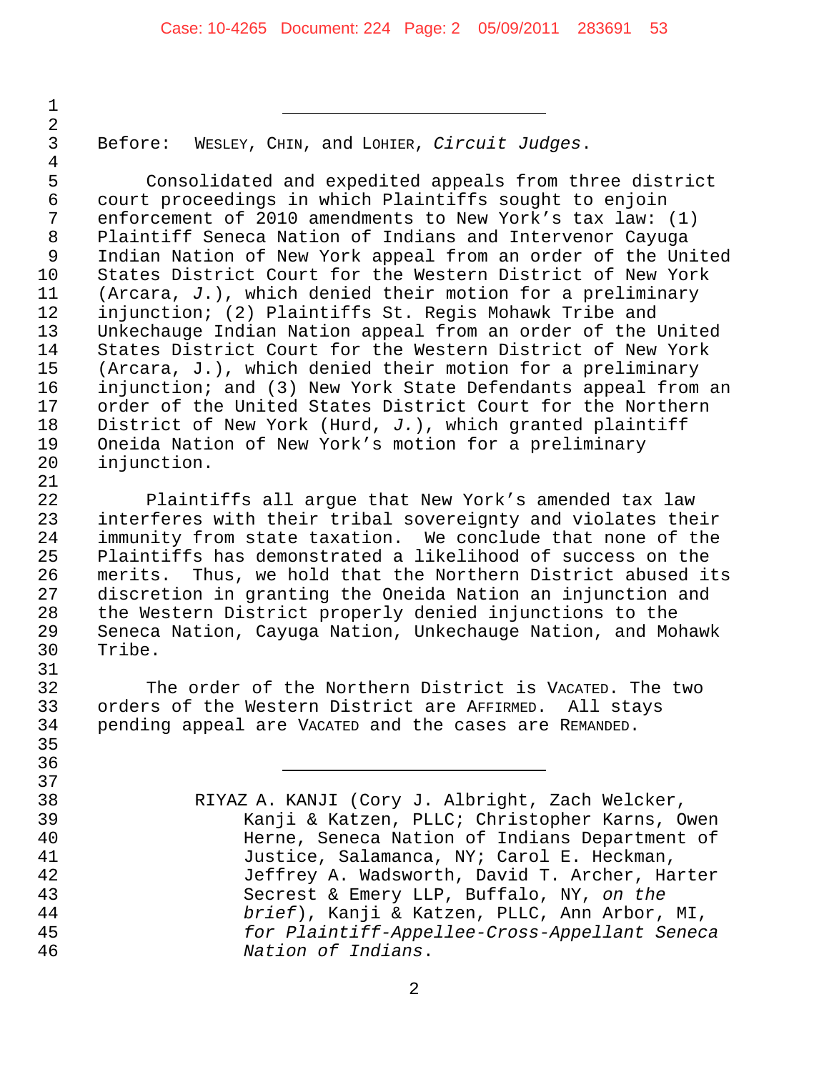---

Before: WESLEY, CHIN, and LOHIER, *Circuit Judges*.

Consolidated and expedited appeals from three district court proceedings in which Plaintiffs sought to enjoin enforcement of 2010 amendments to New York's tax law: (1) Plaintiff Seneca Nation of Indians and Intervenor Cayuga Indian Nation of New York appeal from an order of the United States District Court for the Western District of New York (Arcara, *J.*), which denied their motion for a preliminary injunction; (2) Plaintiffs St. Regis Mohawk Tribe and Unkechauge Indian Nation appeal from an order of the United States District Court for the Western District of New York (Arcara, J.), which denied their motion for a preliminary injunction; and (3) New York State Defendants appeal from an order of the United States District Court for the Northern District of New York (Hurd, *J.*), which granted plaintiff Oneida Nation of New York's motion for a preliminary injunction.

Plaintiffs all argue that New York's amended tax law interferes with their tribal sovereignty and violates their immunity from state taxation. We conclude that none of the Plaintiffs has demonstrated a likelihood of success on the merits. Thus, we hold that the Northern District abused its discretion in granting the Oneida Nation an injunction and the Western District properly denied injunctions to the Seneca Nation, Cayuga Nation, Unkechauge Nation, and Mohawk Tribe.

The order of the Northern District is VACATED. The two orders of the Western District are AFFIRMED. All stays pending appeal are VACATED and the cases are REMANDED.

---

RIYAZ A. KANJI (Cory J. Albright, Zach Welcker, Kanji & Katzen, PLLC; Christopher Karns, Owen Herne, Seneca Nation of Indians Department of Justice, Salamanca, NY; Carol E. Heckman, Jeffrey A. Wadsworth, David T. Archer, Harter Secrest & Emery LLP, Buffalo, NY, *on the brief*), Kanji & Katzen, PLLC, Ann Arbor, MI, *for Plaintiff-Appellee-Cross-Appellant Seneca Nation of Indians*.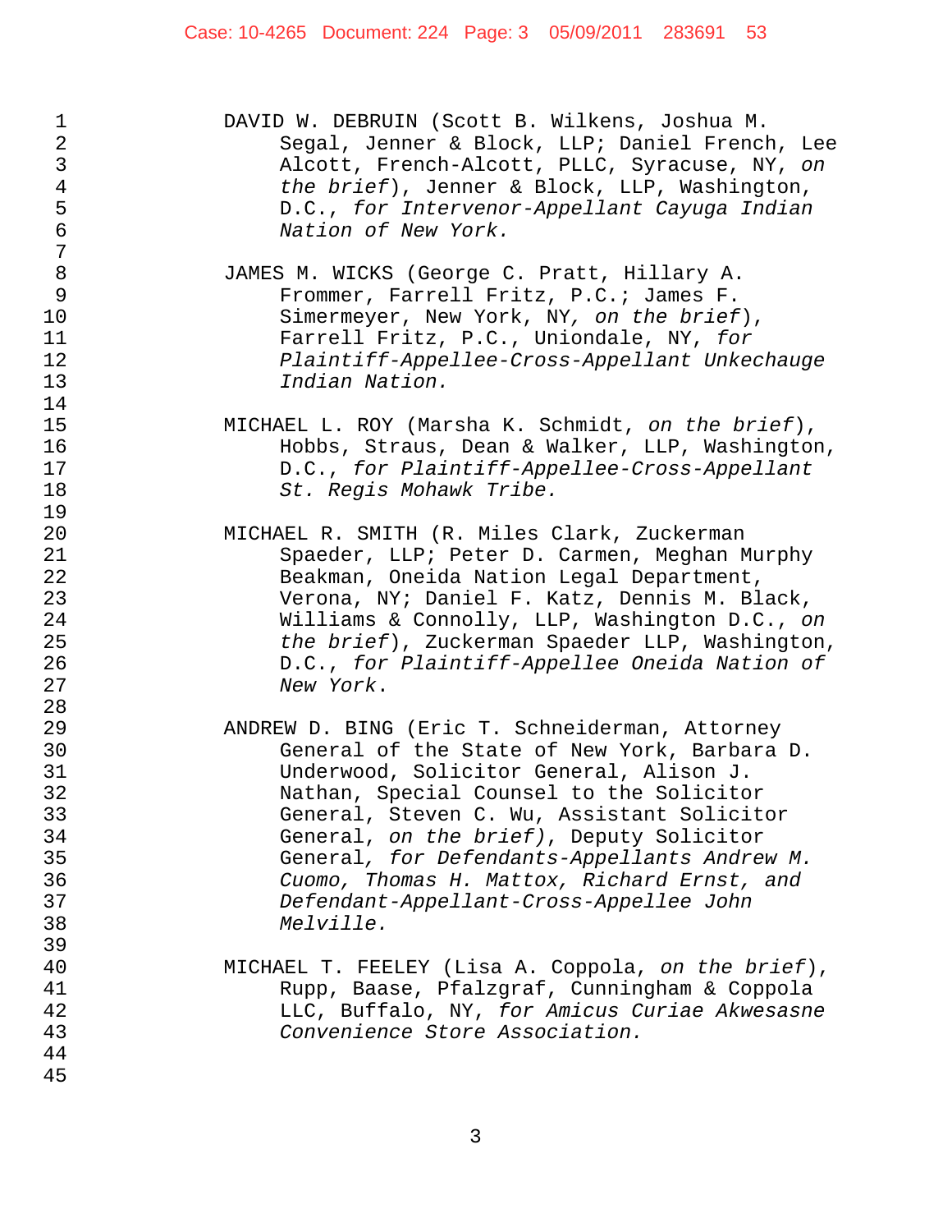DAVID W. DEBRUIN (Scott B. Wilkens, Joshua M. Segal, Jenner & Block, LLP; Daniel French, Lee Alcott, French-Alcott, PLLC, Syracuse, NY, *on the brief*), Jenner & Block, LLP, Washington, D.C., *for Intervenor-Appellant Cayuga Indian Nation of New York.*

JAMES M. WICKS (George C. Pratt, Hillary A. Frommer, Farrell Fritz, P.C.; James F. Simermeyer, New York, NY, *on the brief*), Farrell Fritz, P.C., Uniondale, NY, *for Plaintiff-Appellee-Cross-Appellant Unkechauge Indian Nation.*

MICHAEL L. ROY (Marsha K. Schmidt, *on the brief*), Hobbs, Straus, Dean & Walker, LLP, Washington, D.C., *for Plaintiff-Appellee-Cross-Appellant St. Regis Mohawk Tribe.*

MICHAEL R. SMITH (R. Miles Clark, Zuckerman Spaeder, LLP; Peter D. Carmen, Meghan Murphy Beakman, Oneida Nation Legal Department, Verona, NY; Daniel F. Katz, Dennis M. Black, Williams & Connolly, LLP, Washington D.C., *on the brief*), Zuckerman Spaeder LLP, Washington, D.C., *for Plaintiff-Appellee Oneida Nation of New York*.

ANDREW D. BING (Eric T. Schneiderman, Attorney General of the State of New York, Barbara D. Underwood, Solicitor General, Alison J. Nathan, Special Counsel to the Solicitor General, Steven C. Wu, Assistant Solicitor General, *on the brief)*, Deputy Solicitor General*, for Defendants-Appellants Andrew M. Cuomo, Thomas H. Mattox, Richard Ernst, and Defendant-Appellant-Cross-Appellee John Melville.*

MICHAEL T. FEELEY (Lisa A. Coppola, *on the brief*), Rupp, Baase, Pfalzgraf, Cunningham & Coppola LLC, Buffalo, NY, *for Amicus Curiae Akwesasne Convenience Store Association.*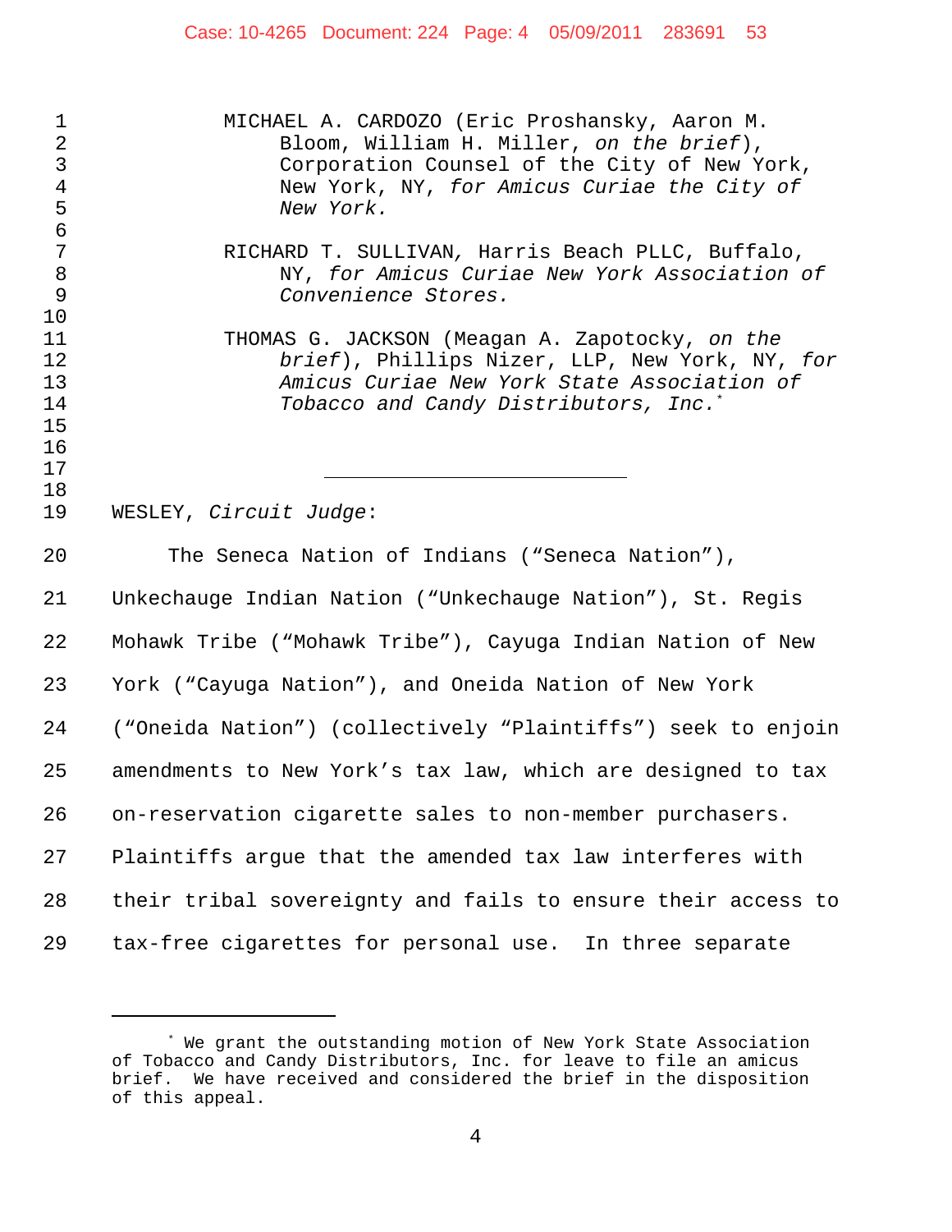MICHAEL A. CARDOZO (Eric Proshansky, Aaron M. Bloom, William H. Miller, *on the brief*), Corporation Counsel of the City of New York, New York, NY, *for Amicus Curiae the City of New York.*

RICHARD T. SULLIVAN, Harris Beach PLLC, Buffalo, NY, *for Amicus Curiae New York Association of Convenience Stores.*

THOMAS G. JACKSON (Meagan A. Zapotocky, *on the brief*), Phillips Nizer, LLP, New York, NY, *for Amicus Curiae New York State Association of Tobacco and Candy Distributors, Inc.*[*]

---

WESLEY, *Circuit Judge*:

The Seneca Nation of Indians ("Seneca Nation"), Unkechauge Indian Nation ("Unkechauge Nation"), St. Regis Mohawk Tribe ("Mohawk Tribe"), Cayuga Indian Nation of New York ("Cayuga Nation"), and Oneida Nation of New York ("Oneida Nation") (collectively "Plaintiffs") seek to enjoin amendments to New York's tax law, which are designed to tax on-reservation cigarette sales to non-member purchasers. Plaintiffs argue that the amended tax law interferes with their tribal sovereignty and fails to ensure their access to tax-free cigarettes for personal use. In three separate

---

[*] We grant the outstanding motion of New York State Association of Tobacco and Candy Distributors, Inc. for leave to file an amicus brief. We have received and considered the brief in the disposition of this appeal.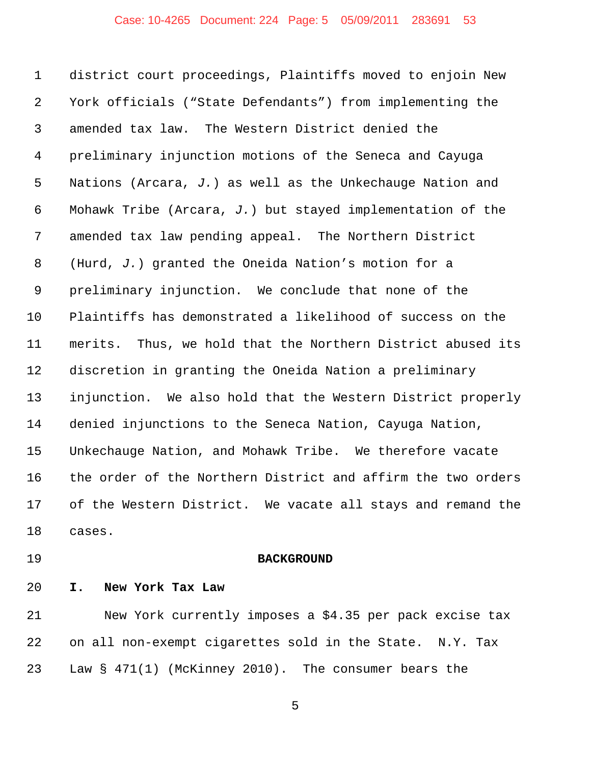district court proceedings, Plaintiffs moved to enjoin New York officials ("State Defendants") from implementing the amended tax law. The Western District denied the preliminary injunction motions of the Seneca and Cayuga Nations (Arcara, *J.*) as well as the Unkechauge Nation and Mohawk Tribe (Arcara, *J.*) but stayed implementation of the amended tax law pending appeal. The Northern District (Hurd, *J.*) granted the Oneida Nation's motion for a preliminary injunction. We conclude that none of the Plaintiffs has demonstrated a likelihood of success on the merits. Thus, we hold that the Northern District abused its discretion in granting the Oneida Nation a preliminary injunction. We also hold that the Western District properly denied injunctions to the Seneca Nation, Cayuga Nation, Unkechauge Nation, and Mohawk Tribe. We therefore vacate the order of the Northern District and affirm the two orders of the Western District. We vacate all stays and remand the cases.

## BACKGROUND

### I. New York Tax Law

New York currently imposes a $4.35 per pack excise tax on all non-exempt cigarettes sold in the State. N.Y. Tax Law § 471(1) (McKinney 2010). The consumer bears the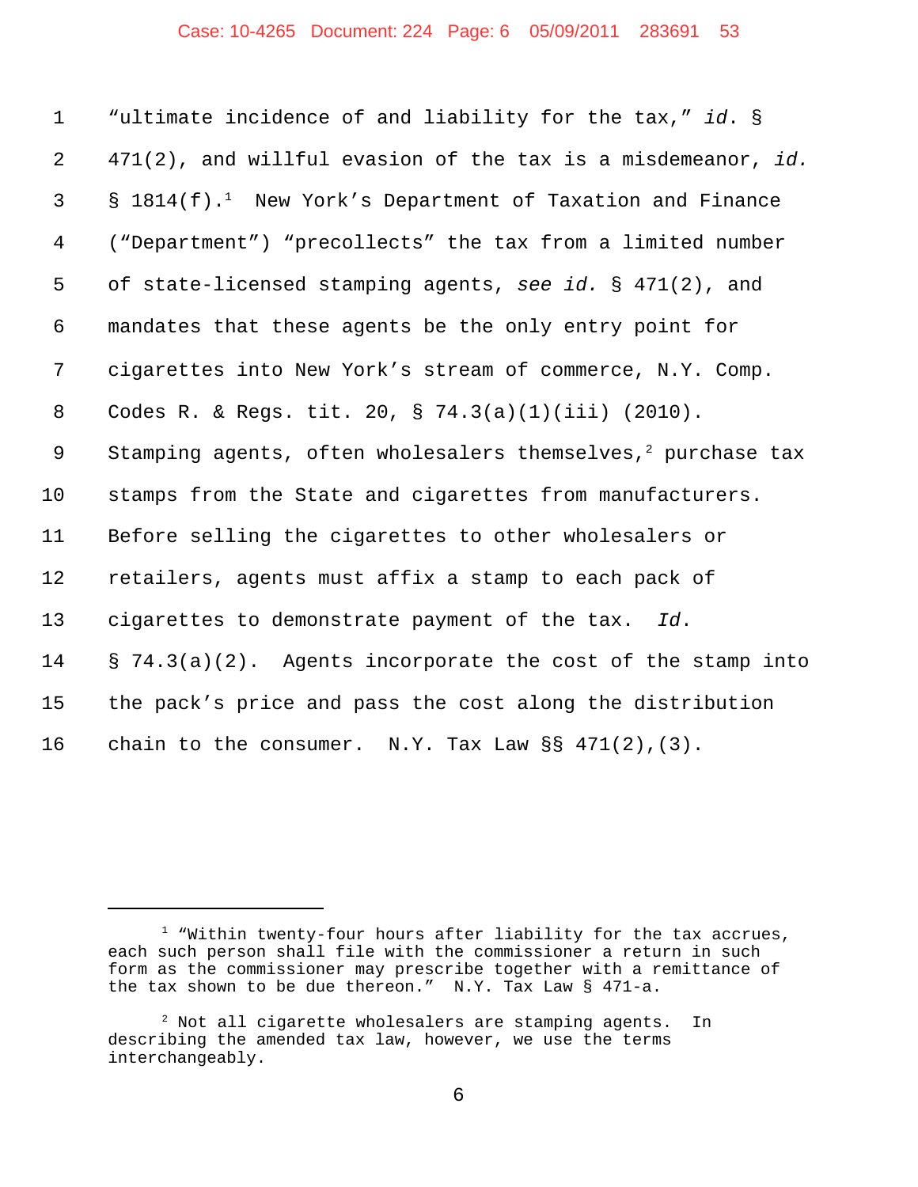"ultimate incidence of and liability for the tax," *id*. § 471(2), and willful evasion of the tax is a misdemeanor, *id.* § 1814(f).[1] New York's Department of Taxation and Finance ("Department") "precollects" the tax from a limited number of state-licensed stamping agents, *see id.* § 471(2), and mandates that these agents be the only entry point for cigarettes into New York's stream of commerce, N.Y. Comp. Codes R. & Regs. tit. 20, § 74.3(a)(1)(iii) (2010). Stamping agents, often wholesalers themselves,[2] purchase tax stamps from the State and cigarettes from manufacturers. Before selling the cigarettes to other wholesalers or retailers, agents must affix a stamp to each pack of cigarettes to demonstrate payment of the tax. *Id.* § 74.3(a)(2). Agents incorporate the cost of the stamp into the pack's price and pass the cost along the distribution chain to the consumer. N.Y. Tax Law §§ 471(2),(3).

---

[1] "Within twenty-four hours after liability for the tax accrues, each such person shall file with the commissioner a return in such form as the commissioner may prescribe together with a remittance of the tax shown to be due thereon." N.Y. Tax Law § 471-a.

[2] Not all cigarette wholesalers are stamping agents. In describing the amended tax law, however, we use the terms interchangeably.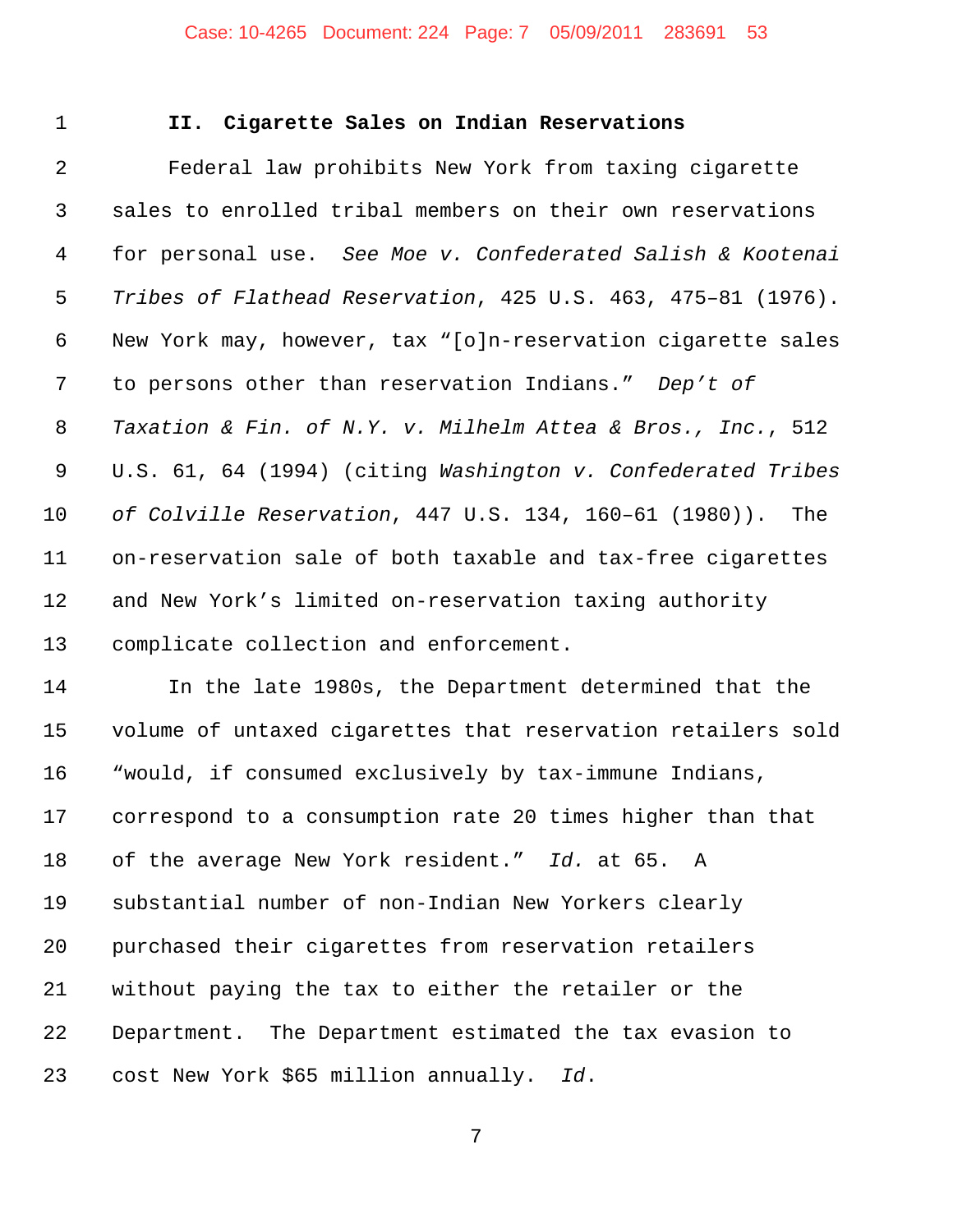## II. Cigarette Sales on Indian Reservations

Federal law prohibits New York from taxing cigarette sales to enrolled tribal members on their own reservations for personal use. *See Moe v. Confederated Salish & Kootenai Tribes of Flathead Reservation*, 425 U.S. 463, 475–81 (1976). New York may, however, tax "[o]n-reservation cigarette sales to persons other than reservation Indians." *Dep't of Taxation & Fin. of N.Y. v. Milhelm Attea & Bros., Inc.*, 512 U.S. 61, 64 (1994) (citing *Washington v. Confederated Tribes of Colville Reservation*, 447 U.S. 134, 160–61 (1980)). The on-reservation sale of both taxable and tax-free cigarettes and New York's limited on-reservation taxing authority complicate collection and enforcement.

In the late 1980s, the Department determined that the volume of untaxed cigarettes that reservation retailers sold "would, if consumed exclusively by tax-immune Indians, correspond to a consumption rate 20 times higher than that of the average New York resident." *Id.* at 65. A substantial number of non-Indian New Yorkers clearly purchased their cigarettes from reservation retailers without paying the tax to either the retailer or the Department. The Department estimated the tax evasion to cost New York $65 million annually. *Id*.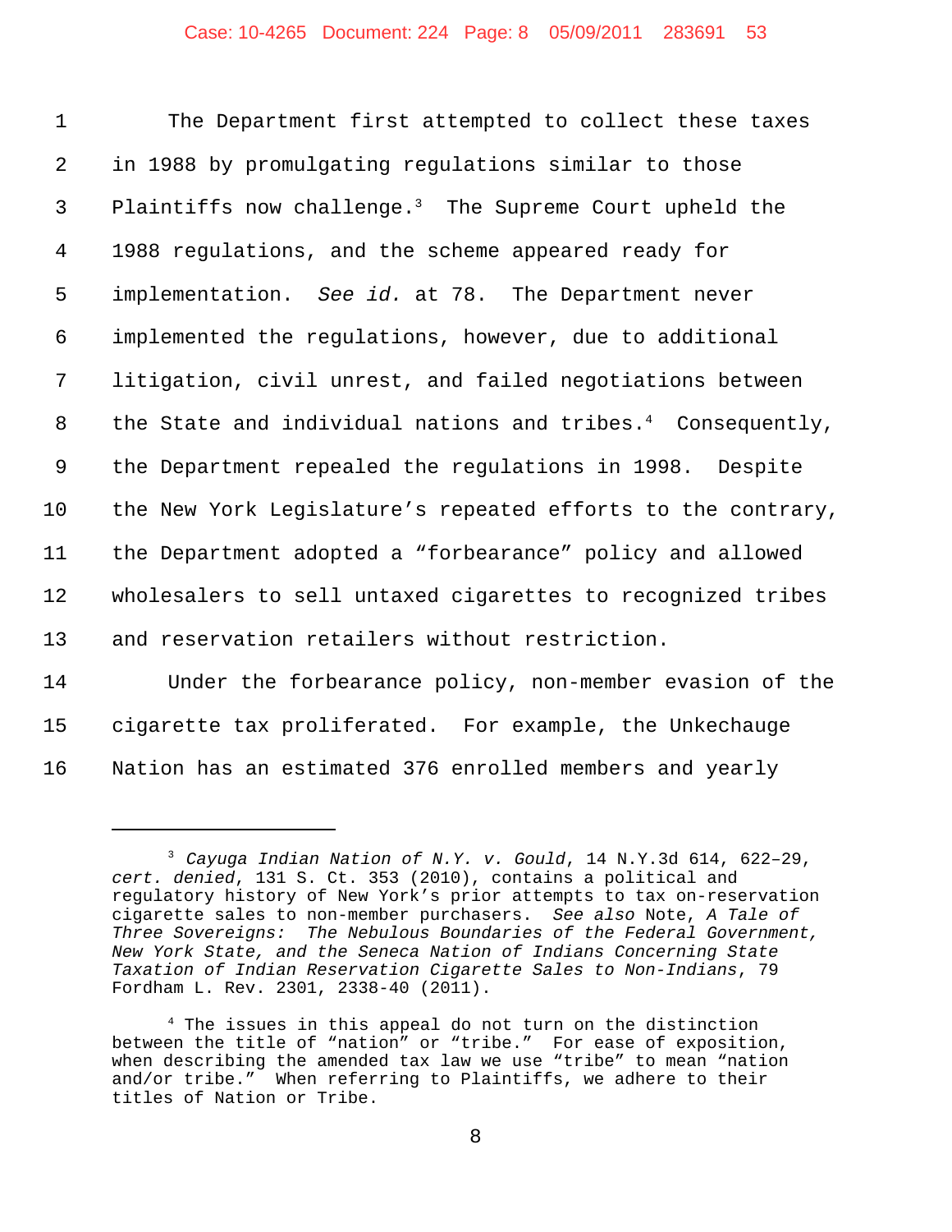The Department first attempted to collect these taxes in 1988 by promulgating regulations similar to those Plaintiffs now challenge.[3] The Supreme Court upheld the 1988 regulations, and the scheme appeared ready for implementation. *See id.* at 78. The Department never implemented the regulations, however, due to additional litigation, civil unrest, and failed negotiations between the State and individual nations and tribes.[4] Consequently, the Department repealed the regulations in 1998. Despite the New York Legislature's repeated efforts to the contrary, the Department adopted a "forbearance" policy and allowed wholesalers to sell untaxed cigarettes to recognized tribes and reservation retailers without restriction.

Under the forbearance policy, non-member evasion of the cigarette tax proliferated. For example, the Unkechauge Nation has an estimated 376 enrolled members and yearly

---

[3] *Cayuga Indian Nation of N.Y. v. Gould*, 14 N.Y.3d 614, 622–29, *cert. denied*, 131 S. Ct. 353 (2010), contains a political and regulatory history of New York's prior attempts to tax on-reservation cigarette sales to non-member purchasers. *See also* Note, *A Tale of Three Sovereigns: The Nebulous Boundaries of the Federal Government, New York State, and the Seneca Nation of Indians Concerning State Taxation of Indian Reservation Cigarette Sales to Non-Indians*, 79 Fordham L. Rev. 2301, 2338-40 (2011).

[4] The issues in this appeal do not turn on the distinction between the title of "nation" or "tribe." For ease of exposition, when describing the amended tax law we use "tribe" to mean "nation and/or tribe." When referring to Plaintiffs, we adhere to their titles of Nation or Tribe.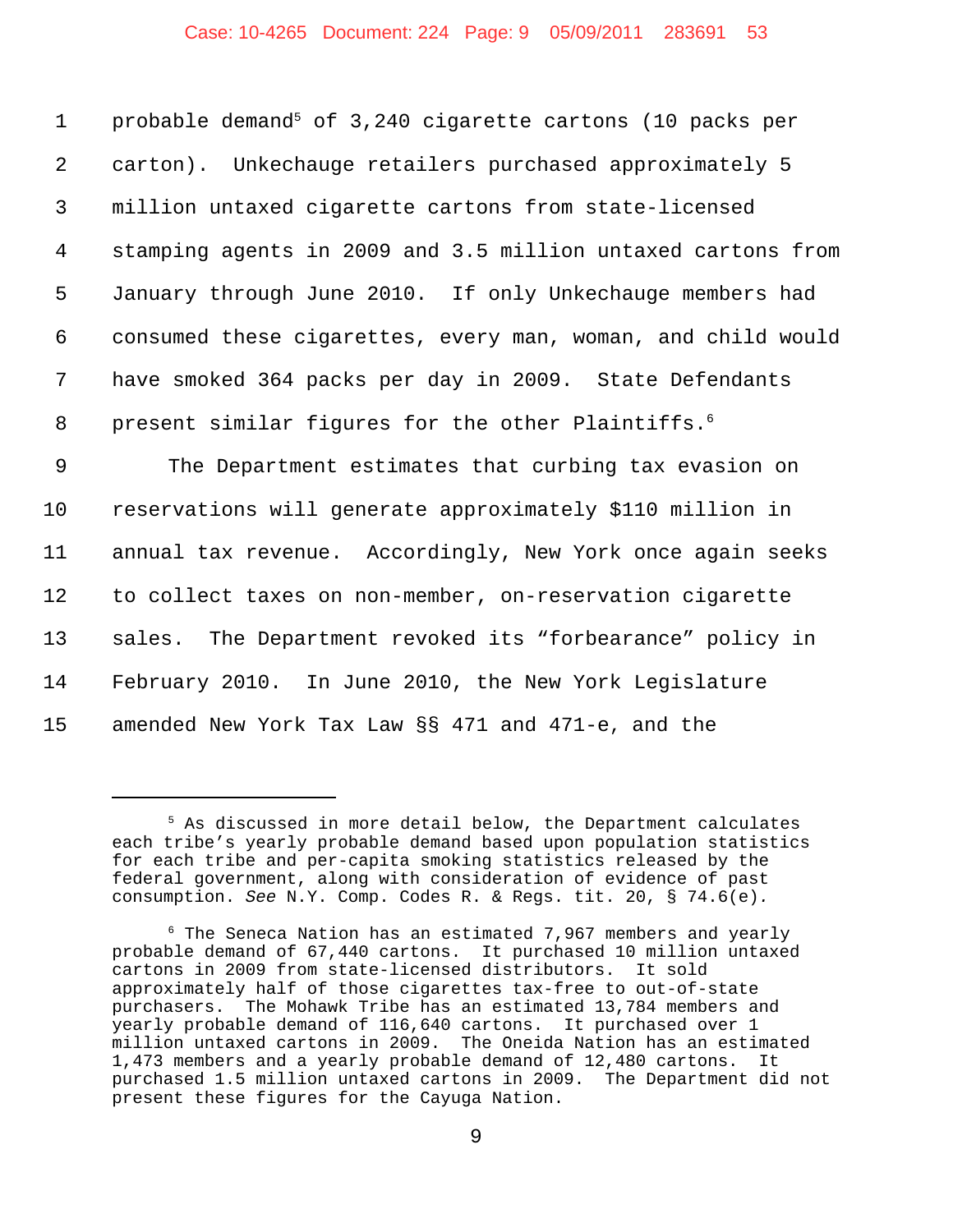probable demand[5] of 3,240 cigarette cartons (10 packs per carton). Unkechauge retailers purchased approximately 5 million untaxed cigarette cartons from state-licensed stamping agents in 2009 and 3.5 million untaxed cartons from January through June 2010. If only Unkechauge members had consumed these cigarettes, every man, woman, and child would have smoked 364 packs per day in 2009. State Defendants present similar figures for the other Plaintiffs.[6]

The Department estimates that curbing tax evasion on reservations will generate approximately $110 million in annual tax revenue. Accordingly, New York once again seeks to collect taxes on non-member, on-reservation cigarette sales. The Department revoked its "forbearance" policy in February 2010. In June 2010, the New York Legislature amended New York Tax Law §§ 471 and 471-e, and the

---

[5] As discussed in more detail below, the Department calculates each tribe's yearly probable demand based upon population statistics for each tribe and per-capita smoking statistics released by the federal government, along with consideration of evidence of past consumption. *See* N.Y. Comp. Codes R. & Regs. tit. 20, § 74.6(e).

[6] The Seneca Nation has an estimated 7,967 members and yearly probable demand of 67,440 cartons. It purchased 10 million untaxed cartons in 2009 from state-licensed distributors. It sold approximately half of those cigarettes tax-free to out-of-state purchasers. The Mohawk Tribe has an estimated 13,784 members and yearly probable demand of 116,640 cartons. It purchased over 1 million untaxed cartons in 2009. The Oneida Nation has an estimated 1,473 members and a yearly probable demand of 12,480 cartons. It purchased 1.5 million untaxed cartons in 2009. The Department did not present these figures for the Cayuga Nation.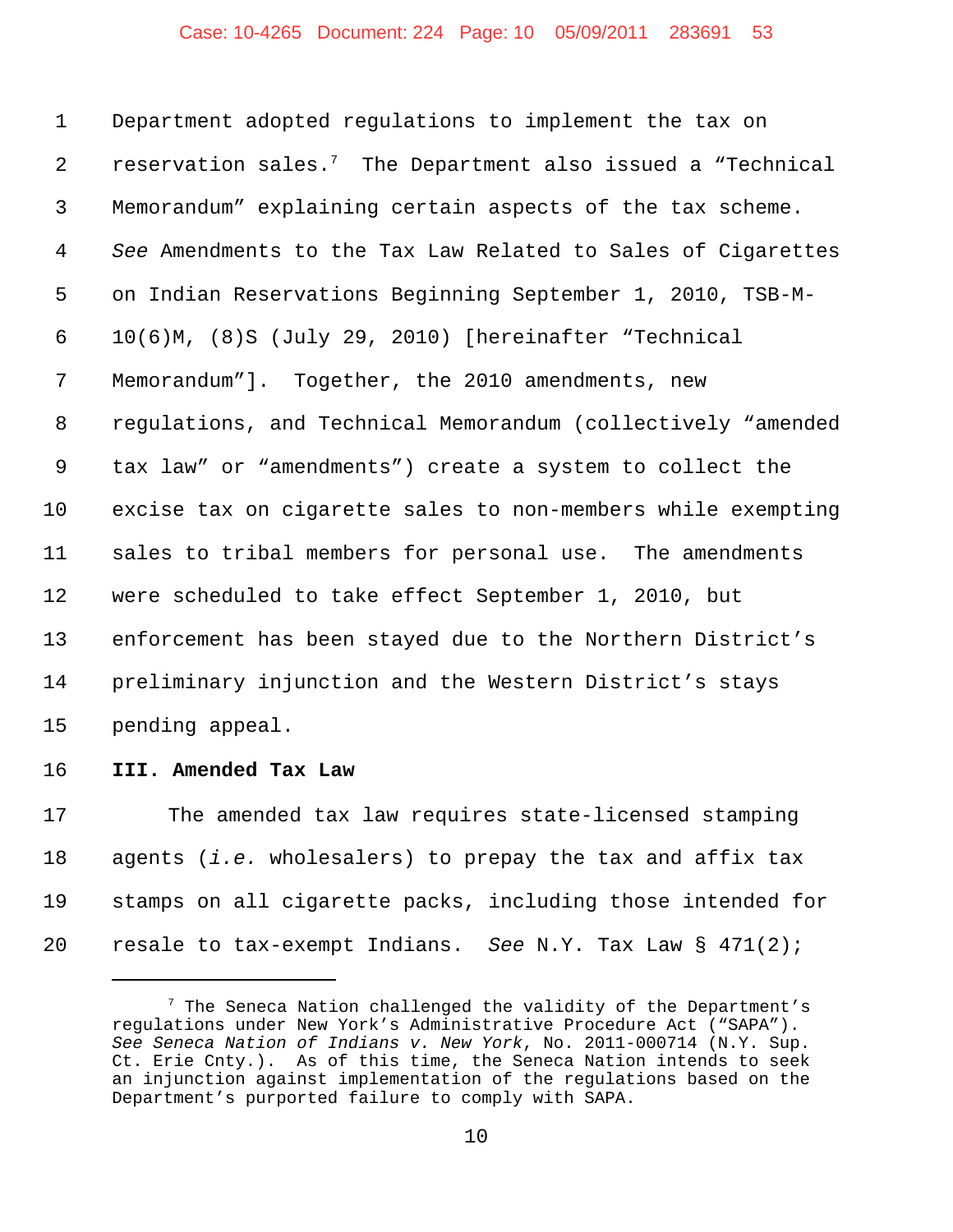Department adopted regulations to implement the tax on reservation sales.[7] The Department also issued a "Technical Memorandum" explaining certain aspects of the tax scheme. *See* Amendments to the Tax Law Related to Sales of Cigarettes on Indian Reservations Beginning September 1, 2010, TSB-M-10(6)M, (8)S (July 29, 2010) [hereinafter "Technical Memorandum"]. Together, the 2010 amendments, new regulations, and Technical Memorandum (collectively "amended tax law" or "amendments") create a system to collect the excise tax on cigarette sales to non-members while exempting sales to tribal members for personal use. The amendments were scheduled to take effect September 1, 2010, but enforcement has been stayed due to the Northern District's preliminary injunction and the Western District's stays pending appeal.

**III. Amended Tax Law**

The amended tax law requires state-licensed stamping agents (*i.e.* wholesalers) to prepay the tax and affix tax stamps on all cigarette packs, including those intended for resale to tax-exempt Indians. *See* N.Y. Tax Law § 471(2);

---

[7] The Seneca Nation challenged the validity of the Department's regulations under New York's Administrative Procedure Act ("SAPA"). *See Seneca Nation of Indians v. New York*, No. 2011-000714 (N.Y. Sup. Ct. Erie Cnty.). As of this time, the Seneca Nation intends to seek an injunction against implementation of the regulations based on the Department's purported failure to comply with SAPA.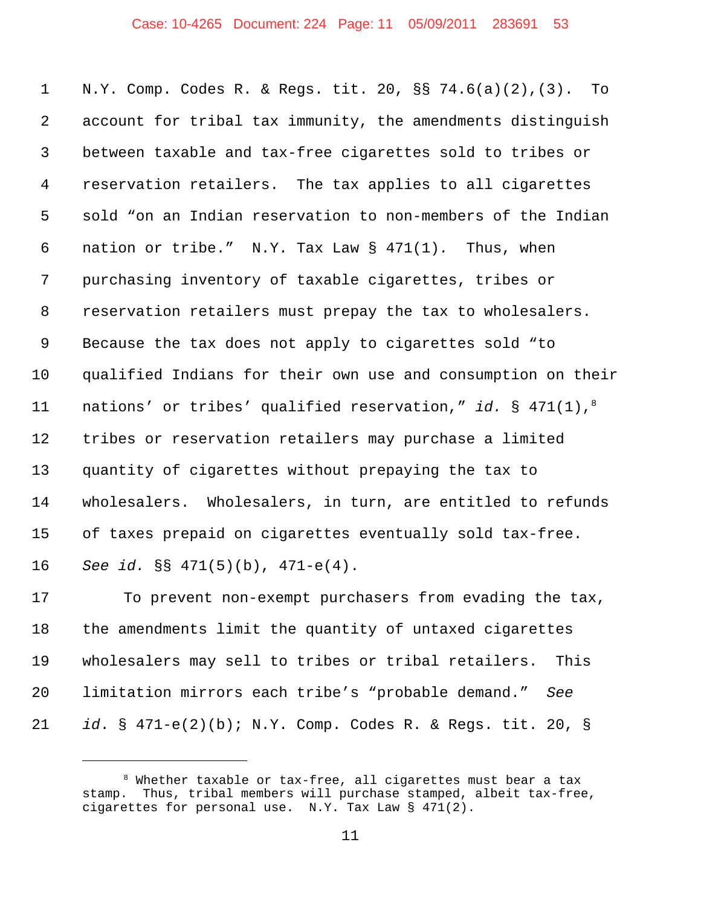N.Y. Comp. Codes R. & Regs. tit. 20, §§ 74.6(a)(2),(3). To account for tribal tax immunity, the amendments distinguish between taxable and tax-free cigarettes sold to tribes or reservation retailers. The tax applies to all cigarettes sold "on an Indian reservation to non-members of the Indian nation or tribe." N.Y. Tax Law § 471(1). Thus, when purchasing inventory of taxable cigarettes, tribes or reservation retailers must prepay the tax to wholesalers. Because the tax does not apply to cigarettes sold "to qualified Indians for their own use and consumption on their nations' or tribes' qualified reservation," *id.* § 471(1),[8] tribes or reservation retailers may purchase a limited quantity of cigarettes without prepaying the tax to wholesalers. Wholesalers, in turn, are entitled to refunds of taxes prepaid on cigarettes eventually sold tax-free. *See id.* §§ 471(5)(b), 471-e(4).

To prevent non-exempt purchasers from evading the tax, the amendments limit the quantity of untaxed cigarettes wholesalers may sell to tribes or tribal retailers. This limitation mirrors each tribe's "probable demand." *See id.* § 471-e(2)(b); N.Y. Comp. Codes R. & Regs. tit. 20, §

---

[8] Whether taxable or tax-free, all cigarettes must bear a tax stamp. Thus, tribal members will purchase stamped, albeit tax-free, cigarettes for personal use. N.Y. Tax Law § 471(2).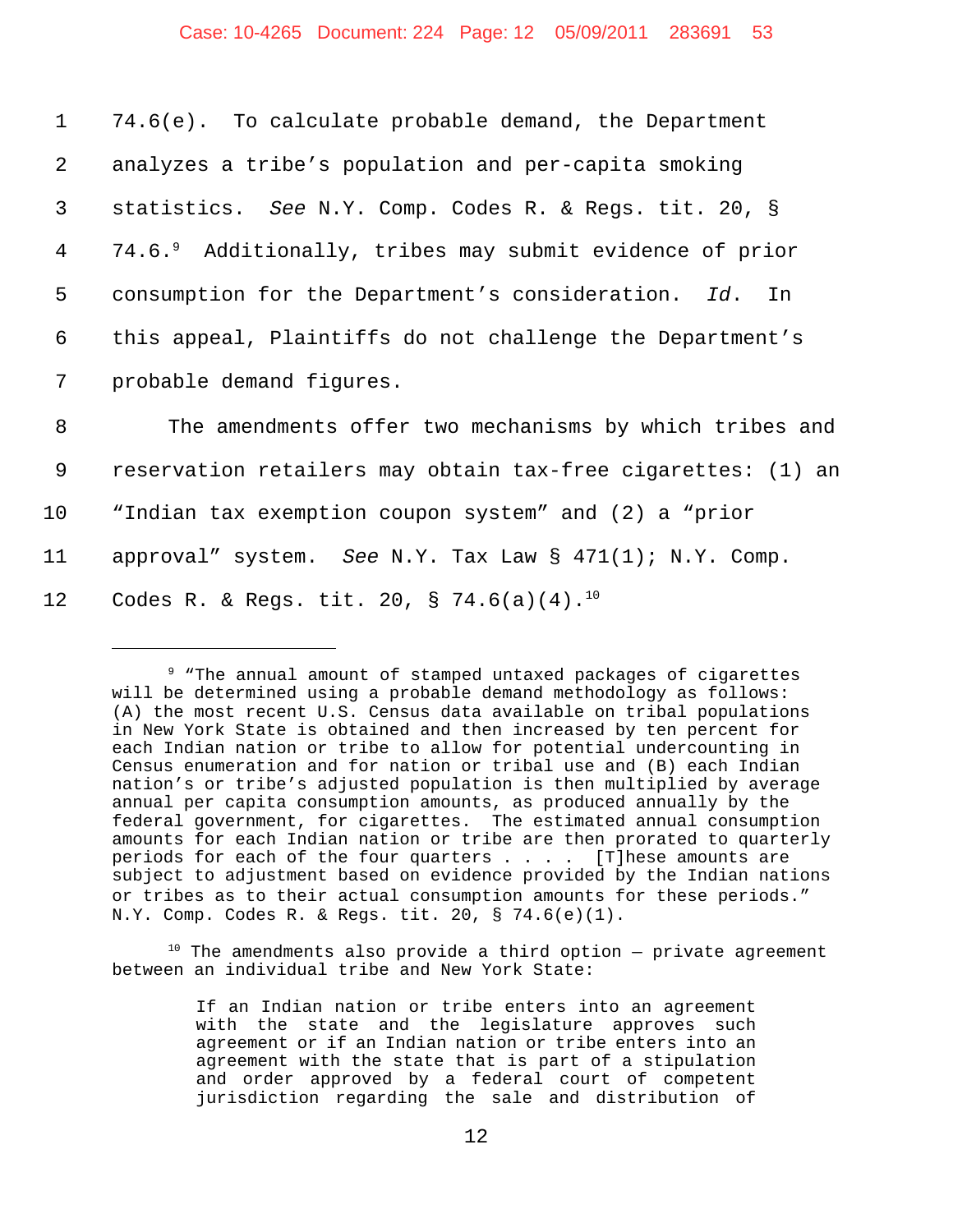74.6(e). To calculate probable demand, the Department analyzes a tribe's population and per-capita smoking statistics. *See* N.Y. Comp. Codes R. & Regs. tit. 20, § 74.6.[9] Additionally, tribes may submit evidence of prior consumption for the Department's consideration. *Id*. In this appeal, Plaintiffs do not challenge the Department's probable demand figures.

The amendments offer two mechanisms by which tribes and reservation retailers may obtain tax-free cigarettes: (1) an "Indian tax exemption coupon system" and (2) a "prior approval" system. *See* N.Y. Tax Law § 471(1); N.Y. Comp. Codes R. & Regs. tit. 20, § 74.6(a)(4).[10]

---

[9] "The annual amount of stamped untaxed packages of cigarettes will be determined using a probable demand methodology as follows: (A) the most recent U.S. Census data available on tribal populations in New York State is obtained and then increased by ten percent for each Indian nation or tribe to allow for potential undercounting in Census enumeration and for nation or tribal use and (B) each Indian nation's or tribe's adjusted population is then multiplied by average annual per capita consumption amounts, as produced annually by the federal government, for cigarettes. The estimated annual consumption amounts for each Indian nation or tribe are then prorated to quarterly periods for each of the four quarters . . . . [T]hese amounts are subject to adjustment based on evidence provided by the Indian nations or tribes as to their actual consumption amounts for these periods." N.Y. Comp. Codes R. & Regs. tit. 20, § 74.6(e)(1).

[10] The amendments also provide a third option — private agreement between an individual tribe and New York State:

> If an Indian nation or tribe enters into an agreement with the state and the legislature approves such agreement or if an Indian nation or tribe enters into an agreement with the state that is part of a stipulation and order approved by a federal court of competent jurisdiction regarding the sale and distribution of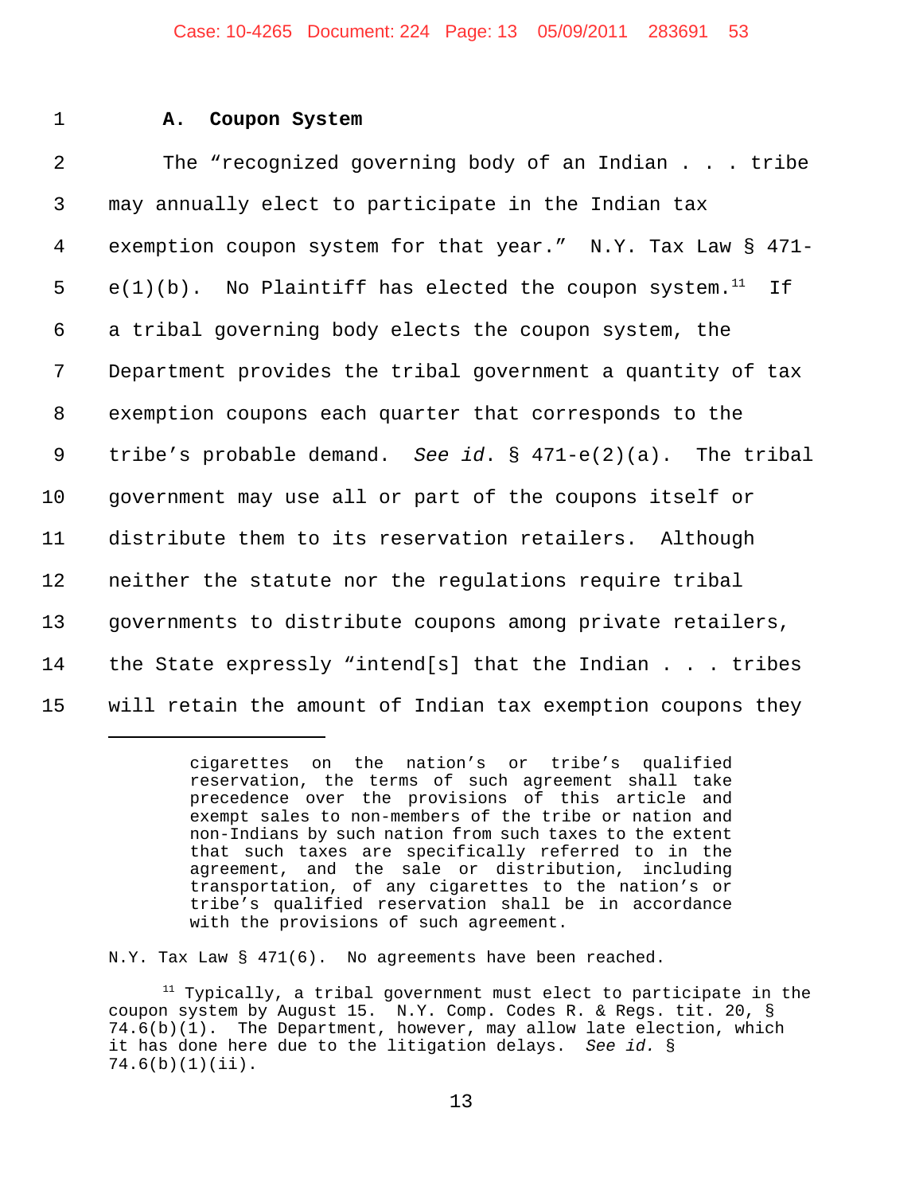### A. Coupon System

The "recognized governing body of an Indian . . . tribe may annually elect to participate in the Indian tax exemption coupon system for that year." N.Y. Tax Law § 471-e(1)(b). No Plaintiff has elected the coupon system.[11] If a tribal governing body elects the coupon system, the Department provides the tribal government a quantity of tax exemption coupons each quarter that corresponds to the tribe's probable demand. *See id.* § 471-e(2)(a). The tribal government may use all or part of the coupons itself or distribute them to its reservation retailers. Although neither the statute nor the regulations require tribal governments to distribute coupons among private retailers, the State expressly "intend[s] that the Indian . . . tribes will retain the amount of Indian tax exemption coupons they

---

> cigarettes on the nation's or tribe's qualified reservation, the terms of such agreement shall take precedence over the provisions of this article and exempt sales to non-members of the tribe or nation and non-Indians by such nation from such taxes to the extent that such taxes are specifically referred to in the agreement, and the sale or distribution, including transportation, of any cigarettes to the nation's or tribe's qualified reservation shall be in accordance with the provisions of such agreement.

N.Y. Tax Law § 471(6). No agreements have been reached.

[11] Typically, a tribal government must elect to participate in the coupon system by August 15. N.Y. Comp. Codes R. & Regs. tit. 20, § 74.6(b)(1). The Department, however, may allow late election, which it has done here due to the litigation delays. *See id.* § 74.6(b)(1)(ii).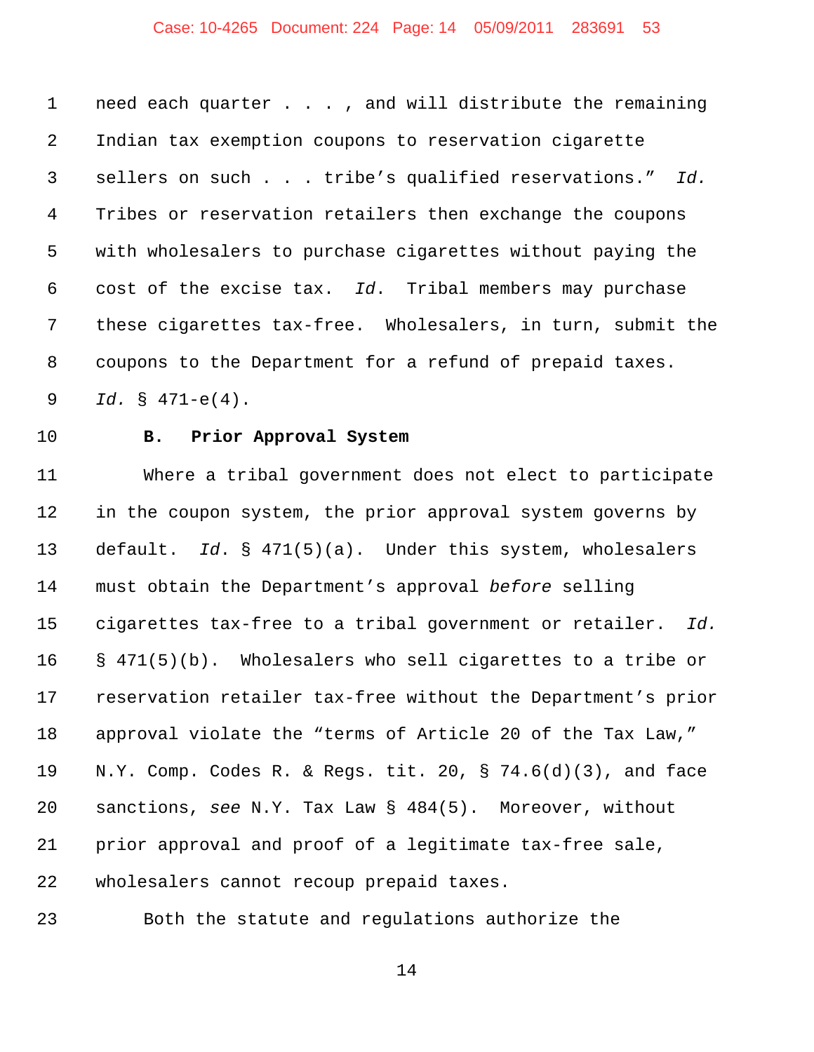need each quarter . . . , and will distribute the remaining Indian tax exemption coupons to reservation cigarette sellers on such . . . tribe's qualified reservations." *Id.* Tribes or reservation retailers then exchange the coupons with wholesalers to purchase cigarettes without paying the cost of the excise tax. *Id.* Tribal members may purchase these cigarettes tax-free. Wholesalers, in turn, submit the coupons to the Department for a refund of prepaid taxes. *Id.* § 471-e(4).

### B. Prior Approval System

Where a tribal government does not elect to participate in the coupon system, the prior approval system governs by default. *Id.* § 471(5)(a). Under this system, wholesalers must obtain the Department's approval *before* selling cigarettes tax-free to a tribal government or retailer. *Id.* § 471(5)(b). Wholesalers who sell cigarettes to a tribe or reservation retailer tax-free without the Department's prior approval violate the "terms of Article 20 of the Tax Law," N.Y. Comp. Codes R. & Regs. tit. 20, § 74.6(d)(3), and face sanctions, *see* N.Y. Tax Law § 484(5). Moreover, without prior approval and proof of a legitimate tax-free sale, wholesalers cannot recoup prepaid taxes.

Both the statute and regulations authorize the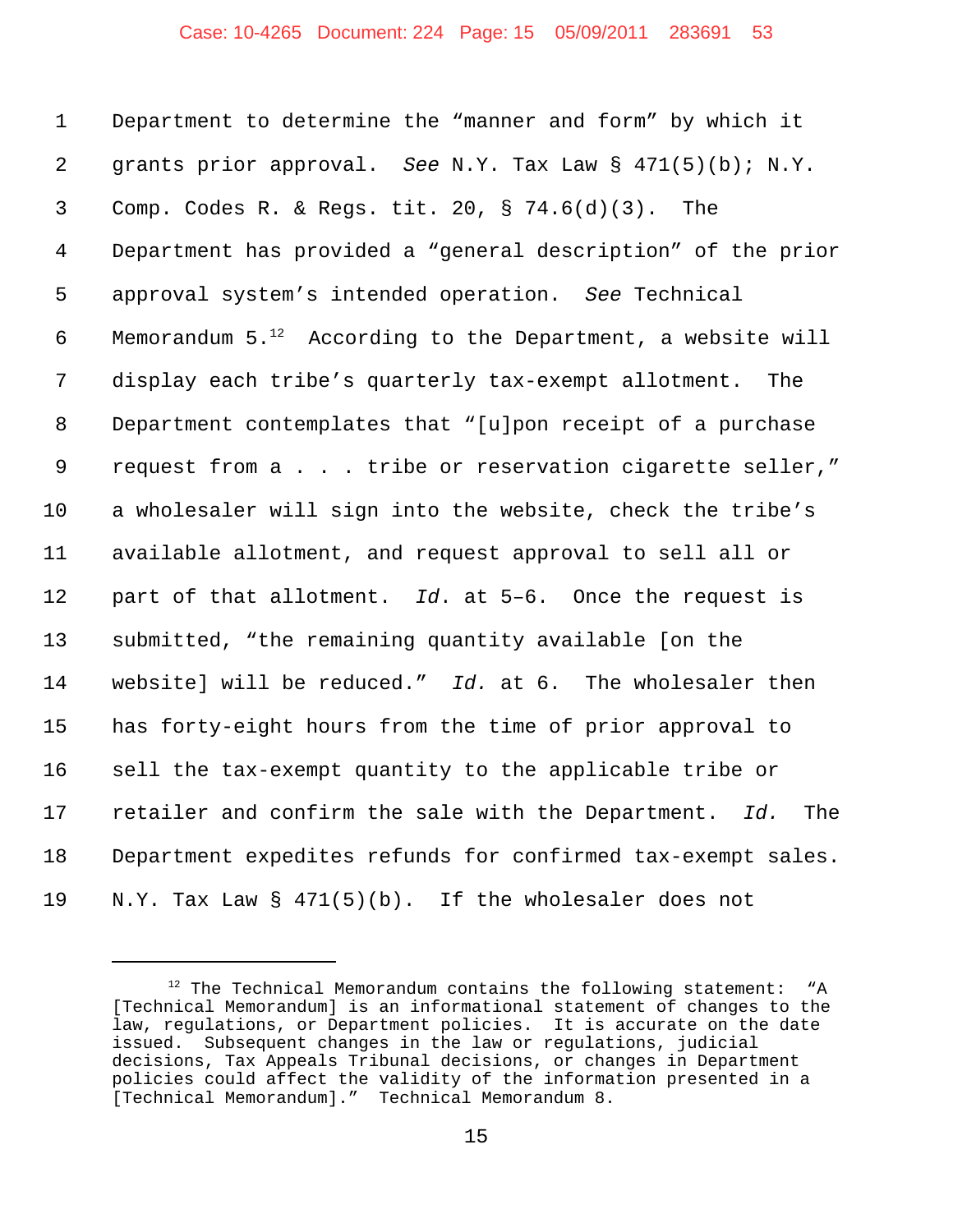Department to determine the "manner and form" by which it grants prior approval. *See* N.Y. Tax Law § 471(5)(b); N.Y. Comp. Codes R. & Regs. tit. 20, § 74.6(d)(3). The Department has provided a "general description" of the prior approval system's intended operation. *See* Technical Memorandum 5.[12] According to the Department, a website will display each tribe's quarterly tax-exempt allotment. The Department contemplates that "[u]pon receipt of a purchase request from a . . . tribe or reservation cigarette seller," a wholesaler will sign into the website, check the tribe's available allotment, and request approval to sell all or part of that allotment. *Id.* at 5–6. Once the request is submitted, "the remaining quantity available [on the website] will be reduced." *Id.* at 6. The wholesaler then has forty-eight hours from the time of prior approval to sell the tax-exempt quantity to the applicable tribe or retailer and confirm the sale with the Department. *Id.* The Department expedites refunds for confirmed tax-exempt sales. N.Y. Tax Law § 471(5)(b). If the wholesaler does not

---

[12] The Technical Memorandum contains the following statement: "A [Technical Memorandum] is an informational statement of changes to the law, regulations, or Department policies. It is accurate on the date issued. Subsequent changes in the law or regulations, judicial decisions, Tax Appeals Tribunal decisions, or changes in Department policies could affect the validity of the information presented in a [Technical Memorandum]." Technical Memorandum 8.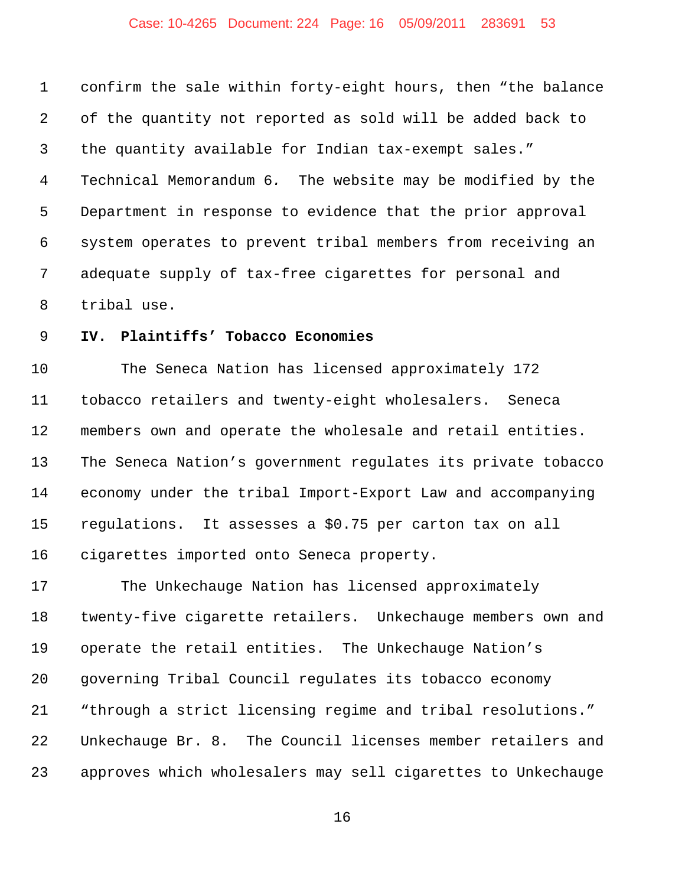confirm the sale within forty-eight hours, then "the balance of the quantity not reported as sold will be added back to the quantity available for Indian tax-exempt sales." Technical Memorandum 6*.* The website may be modified by the Department in response to evidence that the prior approval system operates to prevent tribal members from receiving an adequate supply of tax-free cigarettes for personal and tribal use.

## IV. Plaintiffs' Tobacco Economies

The Seneca Nation has licensed approximately 172 tobacco retailers and twenty-eight wholesalers. Seneca members own and operate the wholesale and retail entities. The Seneca Nation's government regulates its private tobacco economy under the tribal Import-Export Law and accompanying regulations. It assesses a $0.75 per carton tax on all cigarettes imported onto Seneca property.

The Unkechauge Nation has licensed approximately twenty-five cigarette retailers. Unkechauge members own and operate the retail entities. The Unkechauge Nation's governing Tribal Council regulates its tobacco economy "through a strict licensing regime and tribal resolutions." Unkechauge Br. 8. The Council licenses member retailers and approves which wholesalers may sell cigarettes to Unkechauge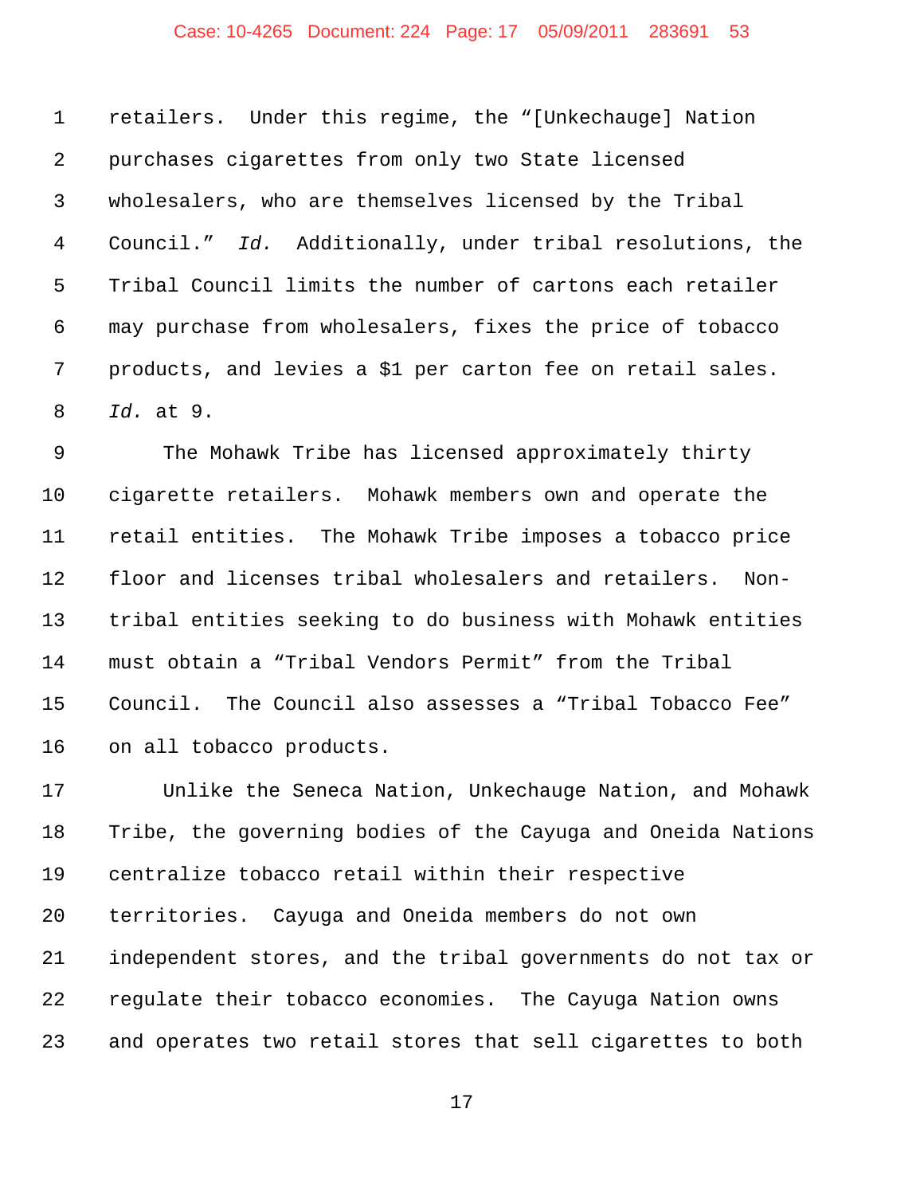retailers. Under this regime, the "[Unkechauge] Nation purchases cigarettes from only two State licensed wholesalers, who are themselves licensed by the Tribal Council." *Id.* Additionally, under tribal resolutions, the Tribal Council limits the number of cartons each retailer may purchase from wholesalers, fixes the price of tobacco products, and levies a $1 per carton fee on retail sales. *Id.* at 9.

The Mohawk Tribe has licensed approximately thirty cigarette retailers. Mohawk members own and operate the retail entities. The Mohawk Tribe imposes a tobacco price floor and licenses tribal wholesalers and retailers. Non-tribal entities seeking to do business with Mohawk entities must obtain a "Tribal Vendors Permit" from the Tribal Council. The Council also assesses a "Tribal Tobacco Fee" on all tobacco products.

Unlike the Seneca Nation, Unkechauge Nation, and Mohawk Tribe, the governing bodies of the Cayuga and Oneida Nations centralize tobacco retail within their respective territories. Cayuga and Oneida members do not own independent stores, and the tribal governments do not tax or regulate their tobacco economies. The Cayuga Nation owns and operates two retail stores that sell cigarettes to both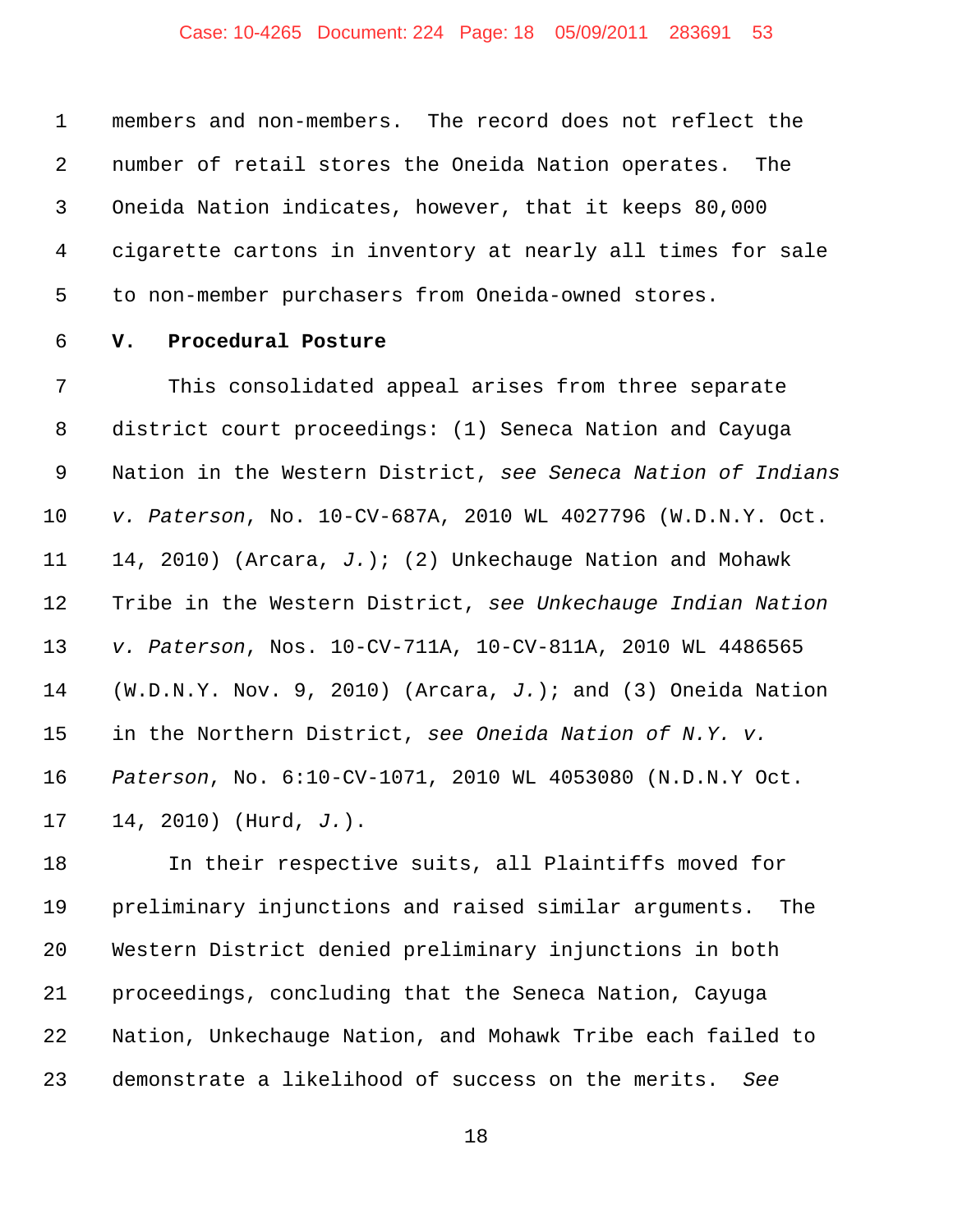members and non-members. The record does not reflect the number of retail stores the Oneida Nation operates. The Oneida Nation indicates, however, that it keeps 80,000 cigarette cartons in inventory at nearly all times for sale to non-member purchasers from Oneida-owned stores.

**V. Procedural Posture**

This consolidated appeal arises from three separate district court proceedings: (1) Seneca Nation and Cayuga Nation in the Western District, *see Seneca Nation of Indians v. Paterson*, No. 10-CV-687A, 2010 WL 4027796 (W.D.N.Y. Oct. 14, 2010) (Arcara, *J.*); (2) Unkechauge Nation and Mohawk Tribe in the Western District, *see Unkechauge Indian Nation v. Paterson*, Nos. 10-CV-711A, 10-CV-811A, 2010 WL 4486565 (W.D.N.Y. Nov. 9, 2010) (Arcara, *J.*); and (3) Oneida Nation in the Northern District, *see Oneida Nation of N.Y. v. Paterson*, No. 6:10-CV-1071, 2010 WL 4053080 (N.D.N.Y Oct. 14, 2010) (Hurd, *J.*).

In their respective suits, all Plaintiffs moved for preliminary injunctions and raised similar arguments. The Western District denied preliminary injunctions in both proceedings, concluding that the Seneca Nation, Cayuga Nation, Unkechauge Nation, and Mohawk Tribe each failed to demonstrate a likelihood of success on the merits. *See*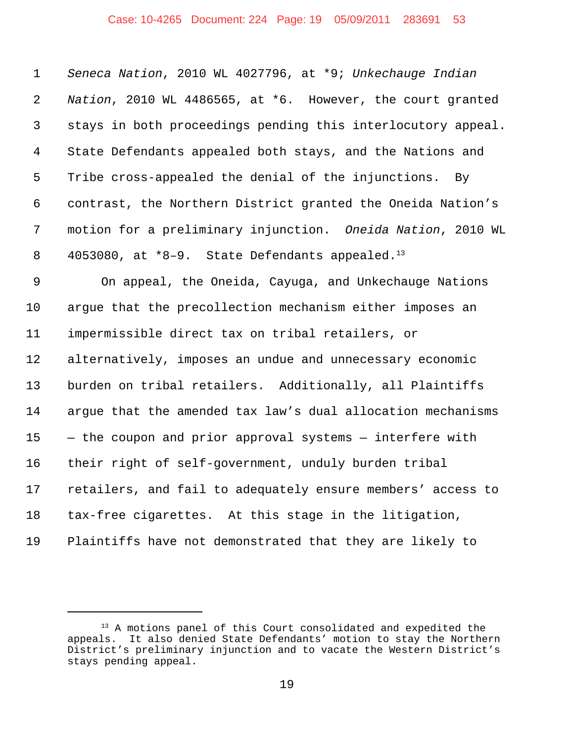*Seneca Nation*, 2010 WL 4027796, at *9; *Unkechauge Indian Nation*, 2010 WL 4486565, at *6. However, the court granted stays in both proceedings pending this interlocutory appeal. State Defendants appealed both stays, and the Nations and Tribe cross-appealed the denial of the injunctions. By contrast, the Northern District granted the Oneida Nation's motion for a preliminary injunction. *Oneida Nation*, 2010 WL 4053080, at *8–9. State Defendants appealed.[13]

On appeal, the Oneida, Cayuga, and Unkechauge Nations argue that the precollection mechanism either imposes an impermissible direct tax on tribal retailers, or alternatively, imposes an undue and unnecessary economic burden on tribal retailers. Additionally, all Plaintiffs argue that the amended tax law's dual allocation mechanisms — the coupon and prior approval systems — interfere with their right of self-government, unduly burden tribal retailers, and fail to adequately ensure members' access to tax-free cigarettes. At this stage in the litigation, Plaintiffs have not demonstrated that they are likely to

---

[13] A motions panel of this Court consolidated and expedited the appeals. It also denied State Defendants' motion to stay the Northern District's preliminary injunction and to vacate the Western District's stays pending appeal.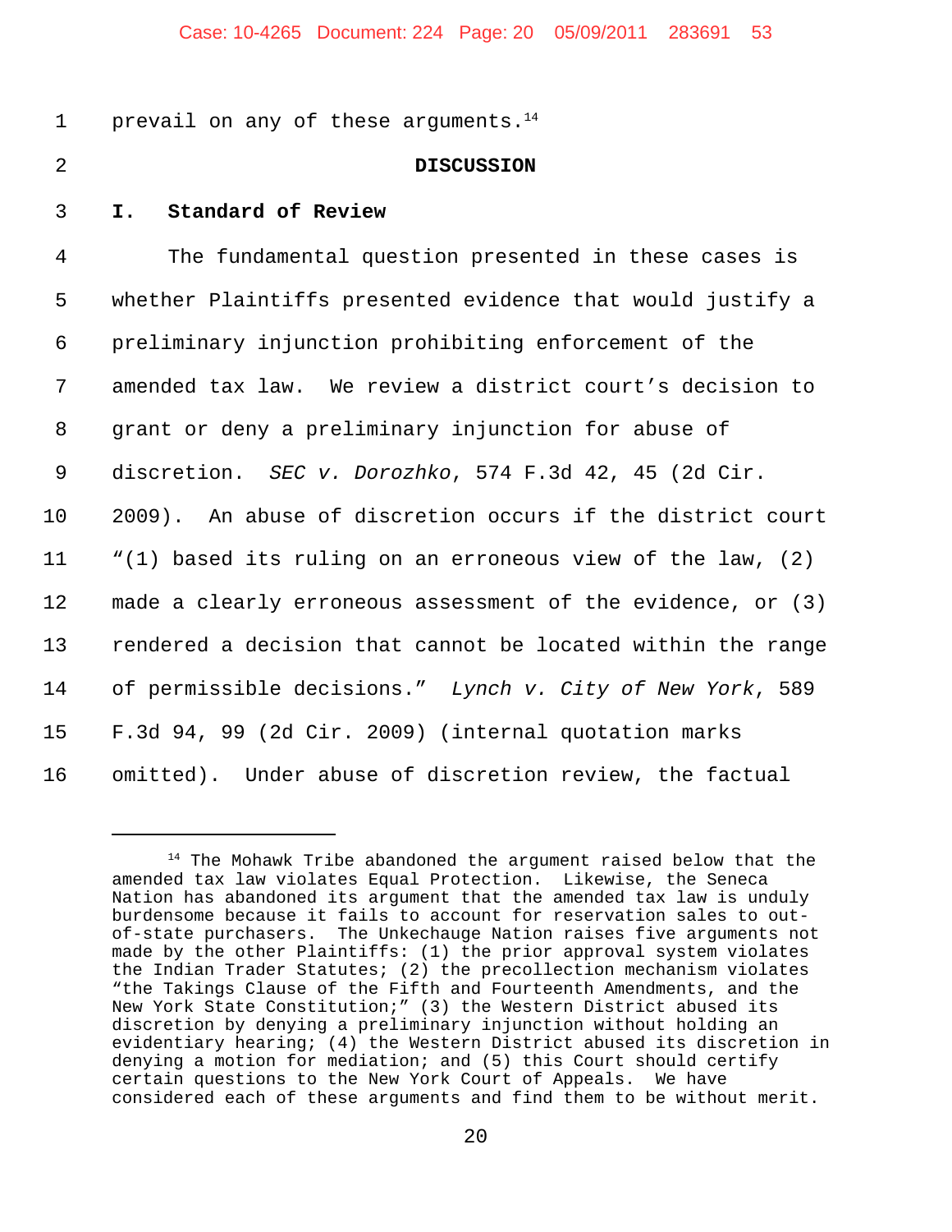prevail on any of these arguments.[14]

## DISCUSSION

### I. Standard of Review

The fundamental question presented in these cases is whether Plaintiffs presented evidence that would justify a preliminary injunction prohibiting enforcement of the amended tax law. We review a district court's decision to grant or deny a preliminary injunction for abuse of discretion. *SEC v. Dorozhko*, 574 F.3d 42, 45 (2d Cir. 2009). An abuse of discretion occurs if the district court "(1) based its ruling on an erroneous view of the law, (2) made a clearly erroneous assessment of the evidence, or (3) rendered a decision that cannot be located within the range of permissible decisions." *Lynch v. City of New York*, 589 F.3d 94, 99 (2d Cir. 2009) (internal quotation marks omitted). Under abuse of discretion review, the factual

---

[14] The Mohawk Tribe abandoned the argument raised below that the amended tax law violates Equal Protection. Likewise, the Seneca Nation has abandoned its argument that the amended tax law is unduly burdensome because it fails to account for reservation sales to out-of-state purchasers. The Unkechauge Nation raises five arguments not made by the other Plaintiffs: (1) the prior approval system violates the Indian Trader Statutes; (2) the precollection mechanism violates "the Takings Clause of the Fifth and Fourteenth Amendments, and the New York State Constitution;" (3) the Western District abused its discretion by denying a preliminary injunction without holding an evidentiary hearing; (4) the Western District abused its discretion in denying a motion for mediation; and (5) this Court should certify certain questions to the New York Court of Appeals. We have considered each of these arguments and find them to be without merit.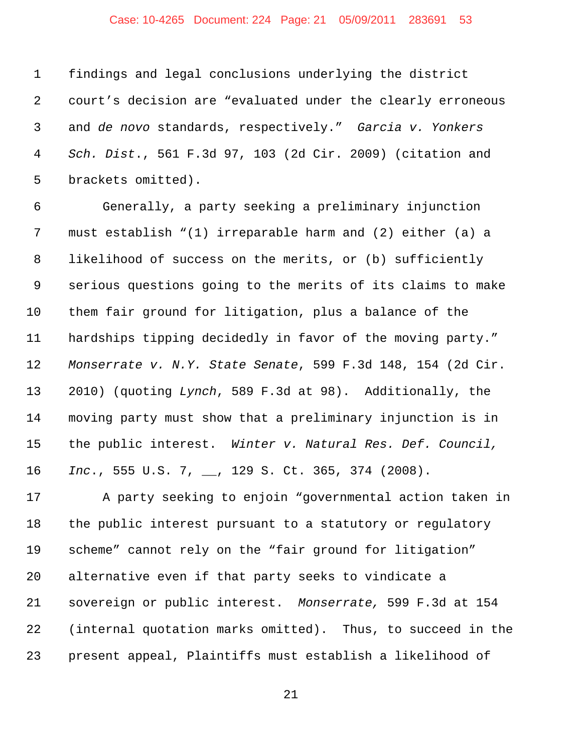findings and legal conclusions underlying the district court's decision are "evaluated under the clearly erroneous and *de novo* standards, respectively." *Garcia v. Yonkers Sch. Dist.*, 561 F.3d 97, 103 (2d Cir. 2009) (citation and brackets omitted).

Generally, a party seeking a preliminary injunction must establish "(1) irreparable harm and (2) either (a) a likelihood of success on the merits, or (b) sufficiently serious questions going to the merits of its claims to make them fair ground for litigation, plus a balance of the hardships tipping decidedly in favor of the moving party." *Monserrate v. N.Y. State Senate*, 599 F.3d 148, 154 (2d Cir. 2010) (quoting *Lynch*, 589 F.3d at 98). Additionally, the moving party must show that a preliminary injunction is in the public interest. *Winter v. Natural Res. Def. Council, Inc.*, 555 U.S. 7, __, 129 S. Ct. 365, 374 (2008).

A party seeking to enjoin "governmental action taken in the public interest pursuant to a statutory or regulatory scheme" cannot rely on the "fair ground for litigation" alternative even if that party seeks to vindicate a sovereign or public interest. *Monserrate,* 599 F.3d at 154 (internal quotation marks omitted). Thus, to succeed in the present appeal, Plaintiffs must establish a likelihood of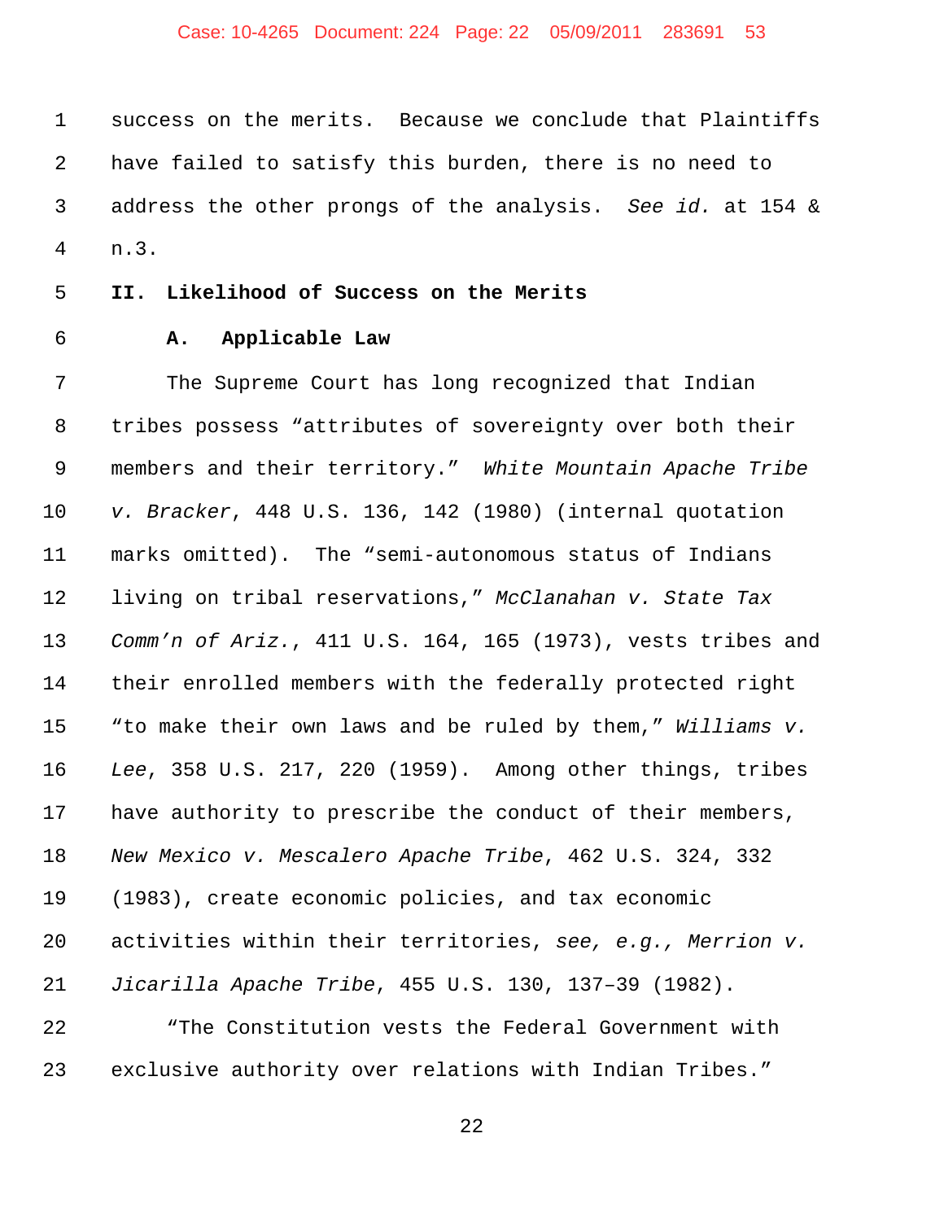success on the merits. Because we conclude that Plaintiffs have failed to satisfy this burden, there is no need to address the other prongs of the analysis. *See id.* at 154 & n.3.

## II. Likelihood of Success on the Merits

### A. Applicable Law

The Supreme Court has long recognized that Indian tribes possess "attributes of sovereignty over both their members and their territory." *White Mountain Apache Tribe v. Bracker*, 448 U.S. 136, 142 (1980) (internal quotation marks omitted). The "semi-autonomous status of Indians living on tribal reservations," *McClanahan v. State Tax Comm'n of Ariz.*, 411 U.S. 164, 165 (1973), vests tribes and their enrolled members with the federally protected right "to make their own laws and be ruled by them," *Williams v. Lee*, 358 U.S. 217, 220 (1959). Among other things, tribes have authority to prescribe the conduct of their members, *New Mexico v. Mescalero Apache Tribe*, 462 U.S. 324, 332 (1983), create economic policies, and tax economic activities within their territories, *see, e.g., Merrion v. Jicarilla Apache Tribe*, 455 U.S. 130, 137–39 (1982).

"The Constitution vests the Federal Government with exclusive authority over relations with Indian Tribes."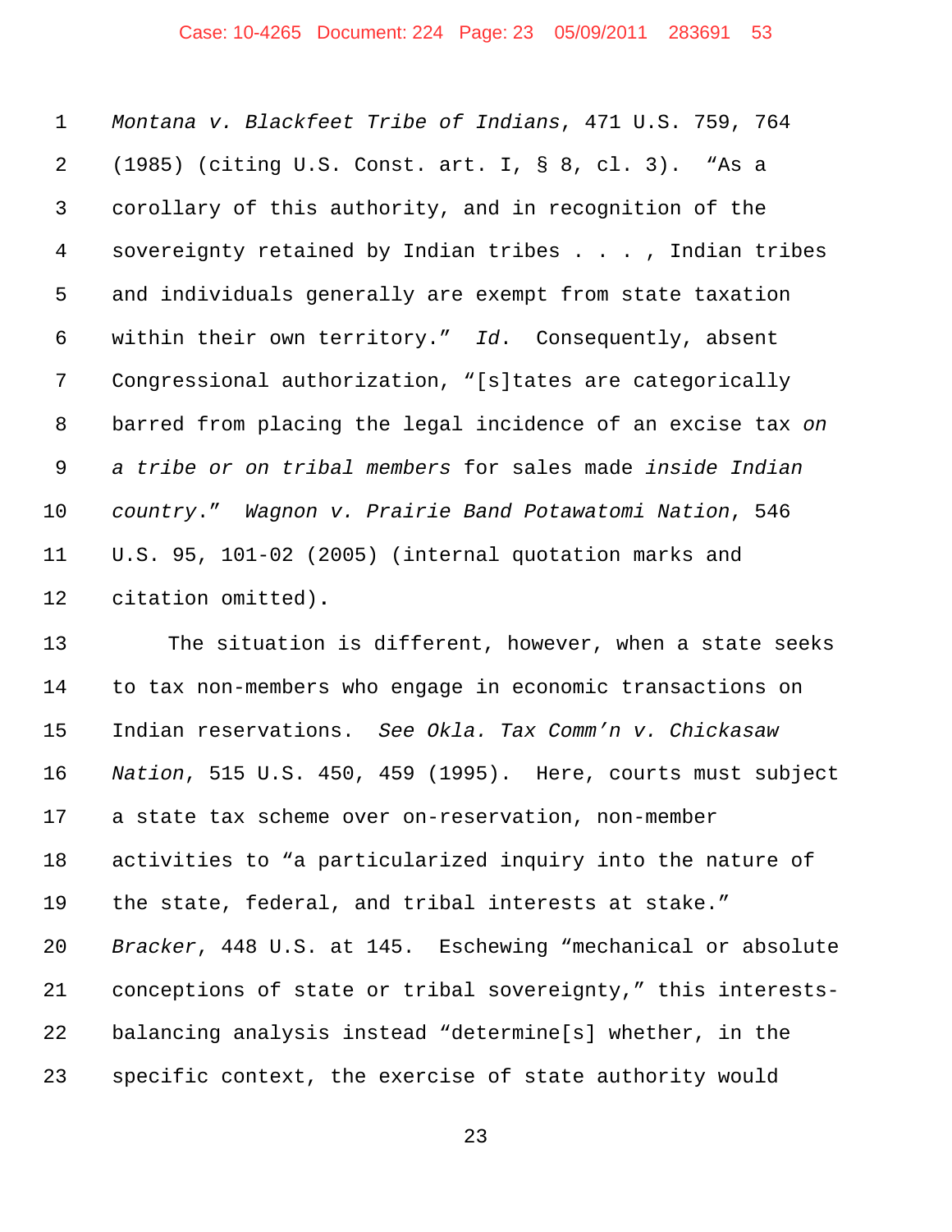*Montana v. Blackfeet Tribe of Indians*, 471 U.S. 759, 764 (1985) (citing U.S. Const. art. I, § 8, cl. 3). "As a corollary of this authority, and in recognition of the sovereignty retained by Indian tribes . . . , Indian tribes and individuals generally are exempt from state taxation within their own territory." *Id*. Consequently, absent Congressional authorization, "[s]tates are categorically barred from placing the legal incidence of an excise tax *on a tribe or on tribal members* for sales made *inside Indian country*." *Wagnon v. Prairie Band Potawatomi Nation*, 546 U.S. 95, 101-02 (2005) (internal quotation marks and citation omitted).

The situation is different, however, when a state seeks to tax non-members who engage in economic transactions on Indian reservations. *See Okla. Tax Comm'n v. Chickasaw Nation*, 515 U.S. 450, 459 (1995). Here, courts must subject a state tax scheme over on-reservation, non-member activities to "a particularized inquiry into the nature of the state, federal, and tribal interests at stake." *Bracker*, 448 U.S. at 145. Eschewing "mechanical or absolute conceptions of state or tribal sovereignty," this interests-balancing analysis instead "determine[s] whether, in the specific context, the exercise of state authority would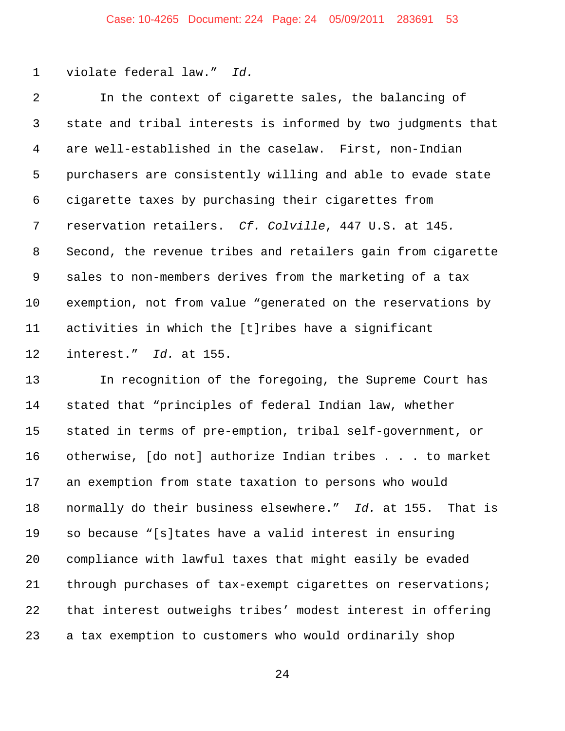violate federal law." *Id.*

In the context of cigarette sales, the balancing of state and tribal interests is informed by two judgments that are well-established in the caselaw. First, non-Indian purchasers are consistently willing and able to evade state cigarette taxes by purchasing their cigarettes from reservation retailers. *Cf. Colville*, 447 U.S. at 145. Second, the revenue tribes and retailers gain from cigarette sales to non-members derives from the marketing of a tax exemption, not from value "generated on the reservations by activities in which the [t]ribes have a significant interest." *Id.* at 155.

In recognition of the foregoing, the Supreme Court has stated that "principles of federal Indian law, whether stated in terms of pre-emption, tribal self-government, or otherwise, [do not] authorize Indian tribes . . . to market an exemption from state taxation to persons who would normally do their business elsewhere." *Id.* at 155. That is so because "[s]tates have a valid interest in ensuring compliance with lawful taxes that might easily be evaded through purchases of tax-exempt cigarettes on reservations; that interest outweighs tribes' modest interest in offering a tax exemption to customers who would ordinarily shop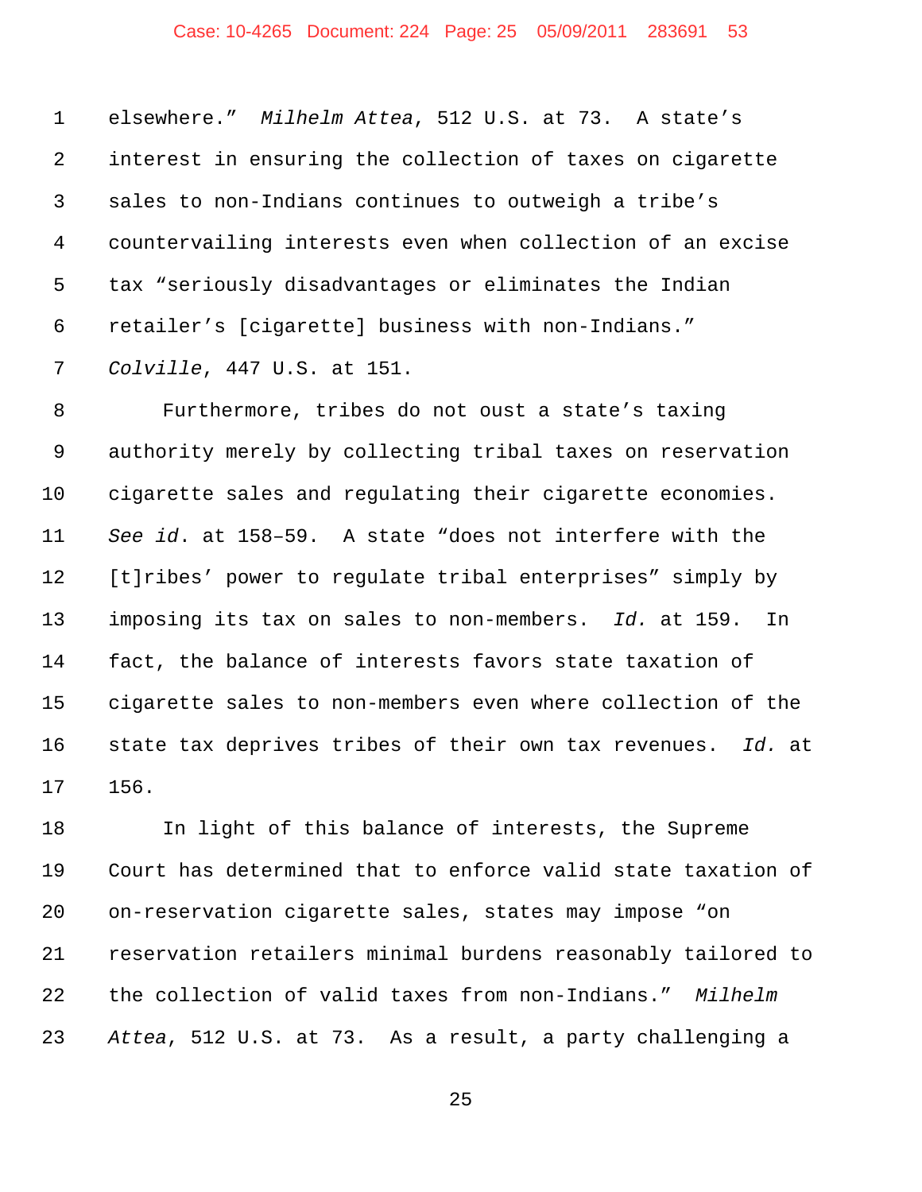elsewhere." *Milhelm Attea*, 512 U.S. at 73. A state's interest in ensuring the collection of taxes on cigarette sales to non-Indians continues to outweigh a tribe's countervailing interests even when collection of an excise tax "seriously disadvantages or eliminates the Indian retailer's [cigarette] business with non-Indians." *Colville*, 447 U.S. at 151.

Furthermore, tribes do not oust a state's taxing authority merely by collecting tribal taxes on reservation cigarette sales and regulating their cigarette economies. *See id*. at 158–59. A state "does not interfere with the [t]ribes' power to regulate tribal enterprises" simply by imposing its tax on sales to non-members. *Id.* at 159. In fact, the balance of interests favors state taxation of cigarette sales to non-members even where collection of the state tax deprives tribes of their own tax revenues. *Id.* at 156.

In light of this balance of interests, the Supreme Court has determined that to enforce valid state taxation of on-reservation cigarette sales, states may impose "on reservation retailers minimal burdens reasonably tailored to the collection of valid taxes from non-Indians." *Milhelm Attea*, 512 U.S. at 73. As a result, a party challenging a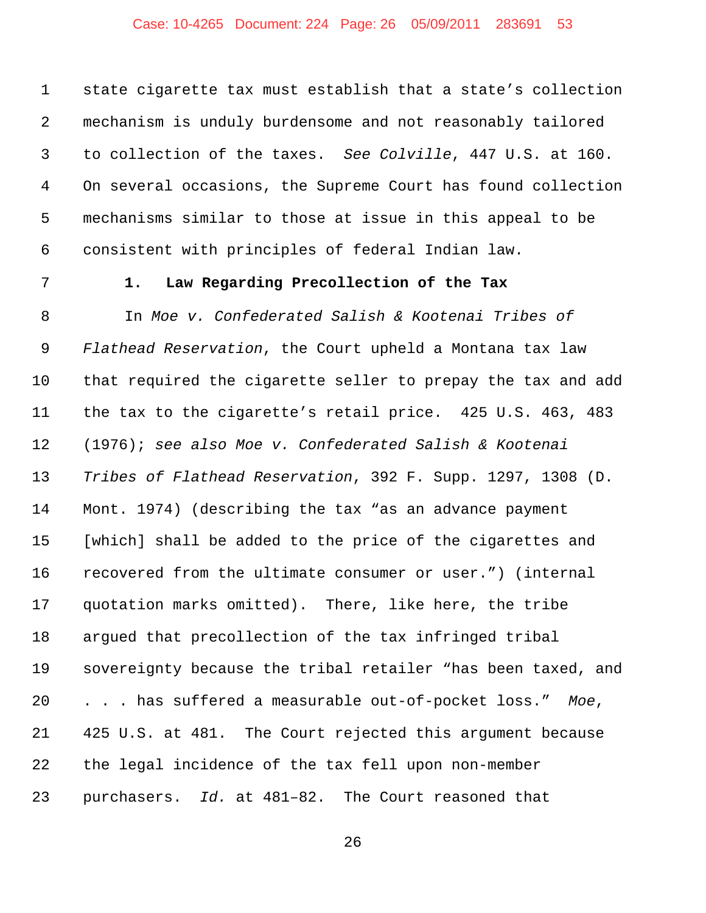state cigarette tax must establish that a state's collection mechanism is unduly burdensome and not reasonably tailored to collection of the taxes. *See Colville*, 447 U.S. at 160. On several occasions, the Supreme Court has found collection mechanisms similar to those at issue in this appeal to be consistent with principles of federal Indian law.

**1. Law Regarding Precollection of the Tax**

In *Moe v. Confederated Salish & Kootenai Tribes of Flathead Reservation*, the Court upheld a Montana tax law that required the cigarette seller to prepay the tax and add the tax to the cigarette's retail price. 425 U.S. 463, 483 (1976); *see also Moe v. Confederated Salish & Kootenai Tribes of Flathead Reservation*, 392 F. Supp. 1297, 1308 (D. Mont. 1974) (describing the tax "as an advance payment [which] shall be added to the price of the cigarettes and recovered from the ultimate consumer or user.") (internal quotation marks omitted). There, like here, the tribe argued that precollection of the tax infringed tribal sovereignty because the tribal retailer "has been taxed, and . . . has suffered a measurable out-of-pocket loss." *Moe*, 425 U.S. at 481. The Court rejected this argument because the legal incidence of the tax fell upon non-member purchasers. *Id.* at 481–82. The Court reasoned that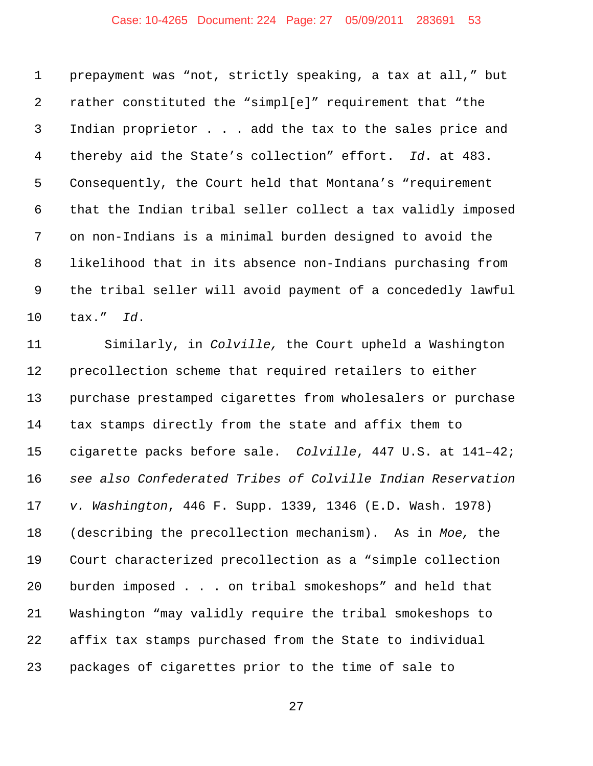prepayment was "not, strictly speaking, a tax at all," but rather constituted the "simpl[e]" requirement that "the Indian proprietor . . . add the tax to the sales price and thereby aid the State's collection" effort. *Id*. at 483. Consequently, the Court held that Montana's "requirement that the Indian tribal seller collect a tax validly imposed on non-Indians is a minimal burden designed to avoid the likelihood that in its absence non-Indians purchasing from the tribal seller will avoid payment of a concededly lawful tax." *Id*.

Similarly, in *Colville,* the Court upheld a Washington precollection scheme that required retailers to either purchase prestamped cigarettes from wholesalers or purchase tax stamps directly from the state and affix them to cigarette packs before sale. *Colville*, 447 U.S. at 141–42; *see also Confederated Tribes of Colville Indian Reservation v. Washington*, 446 F. Supp. 1339, 1346 (E.D. Wash. 1978) (describing the precollection mechanism). As in *Moe,* the Court characterized precollection as a "simple collection burden imposed . . . on tribal smokeshops" and held that Washington "may validly require the tribal smokeshops to affix tax stamps purchased from the State to individual packages of cigarettes prior to the time of sale to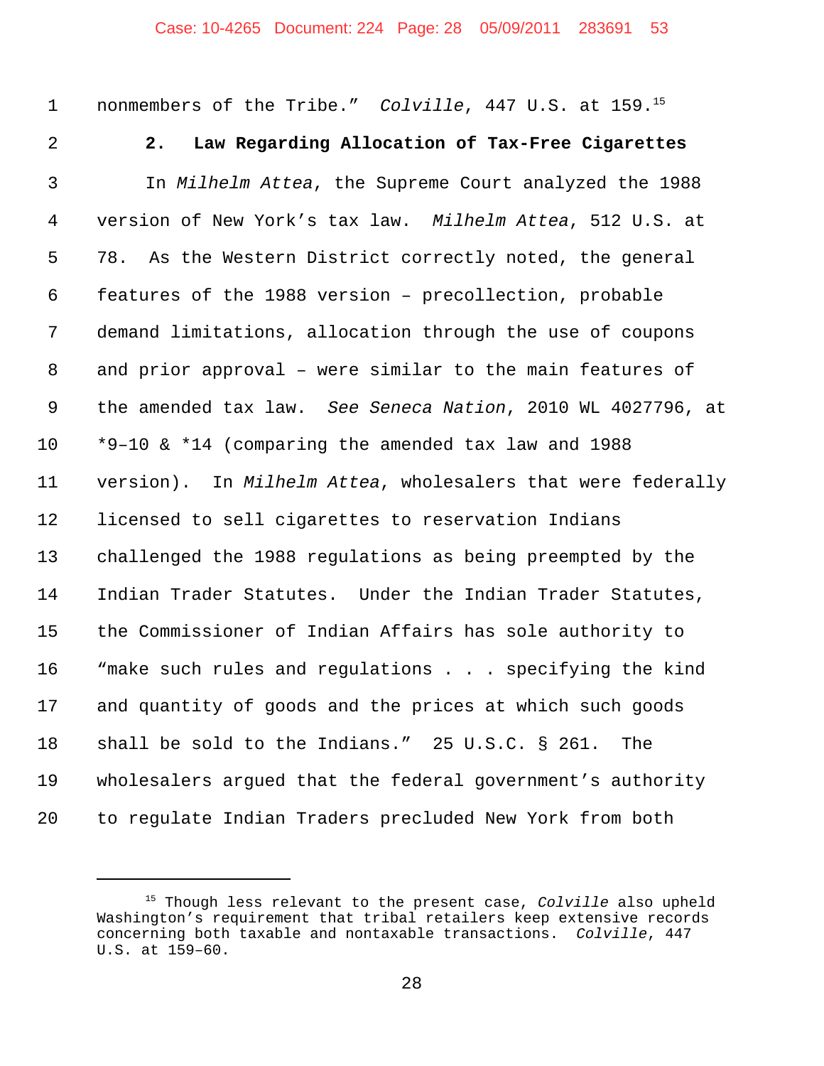nonmembers of the Tribe." *Colville*, 447 U.S. at 159.[15]

**2. Law Regarding Allocation of Tax-Free Cigarettes**

In *Milhelm Attea*, the Supreme Court analyzed the 1988 version of New York's tax law. *Milhelm Attea*, 512 U.S. at 78. As the Western District correctly noted, the general features of the 1988 version – precollection, probable demand limitations, allocation through the use of coupons and prior approval – were similar to the main features of the amended tax law. *See Seneca Nation*, 2010 WL 4027796, at *9–10 & *14 (comparing the amended tax law and 1988 version). In *Milhelm Attea*, wholesalers that were federally licensed to sell cigarettes to reservation Indians challenged the 1988 regulations as being preempted by the Indian Trader Statutes. Under the Indian Trader Statutes, the Commissioner of Indian Affairs has sole authority to "make such rules and regulations . . . specifying the kind and quantity of goods and the prices at which such goods shall be sold to the Indians." 25 U.S.C. § 261. The wholesalers argued that the federal government's authority to regulate Indian Traders precluded New York from both

---

[15] Though less relevant to the present case, *Colville* also upheld Washington's requirement that tribal retailers keep extensive records concerning both taxable and nontaxable transactions. *Colville*, 447 U.S. at 159–60.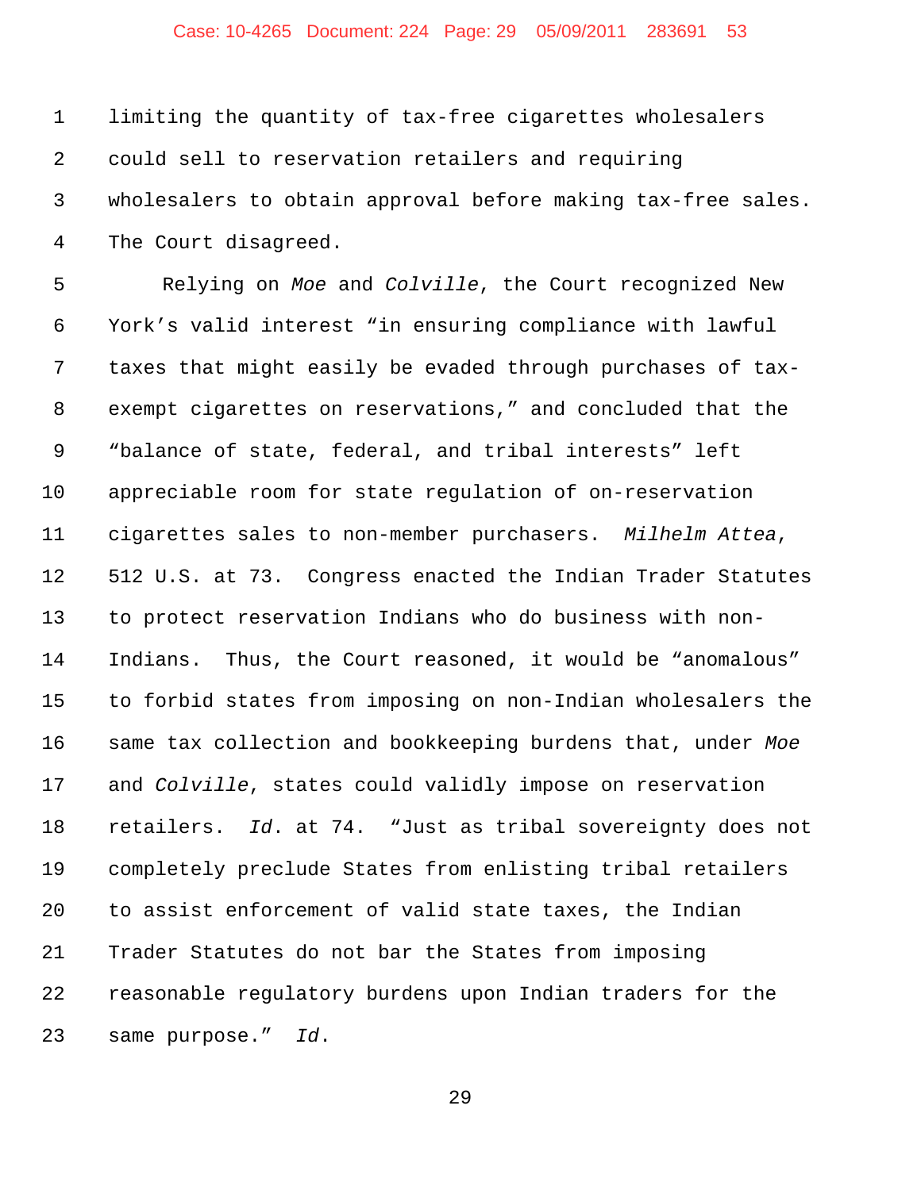limiting the quantity of tax-free cigarettes wholesalers could sell to reservation retailers and requiring wholesalers to obtain approval before making tax-free sales. The Court disagreed.

Relying on *Moe* and *Colville*, the Court recognized New York's valid interest "in ensuring compliance with lawful taxes that might easily be evaded through purchases of tax-exempt cigarettes on reservations," and concluded that the "balance of state, federal, and tribal interests" left appreciable room for state regulation of on-reservation cigarettes sales to non-member purchasers. *Milhelm Attea*, 512 U.S. at 73. Congress enacted the Indian Trader Statutes to protect reservation Indians who do business with non-Indians. Thus, the Court reasoned, it would be "anomalous" to forbid states from imposing on non-Indian wholesalers the same tax collection and bookkeeping burdens that, under *Moe* and *Colville*, states could validly impose on reservation retailers. *Id*. at 74. "Just as tribal sovereignty does not completely preclude States from enlisting tribal retailers to assist enforcement of valid state taxes, the Indian Trader Statutes do not bar the States from imposing reasonable regulatory burdens upon Indian traders for the same purpose." *Id*.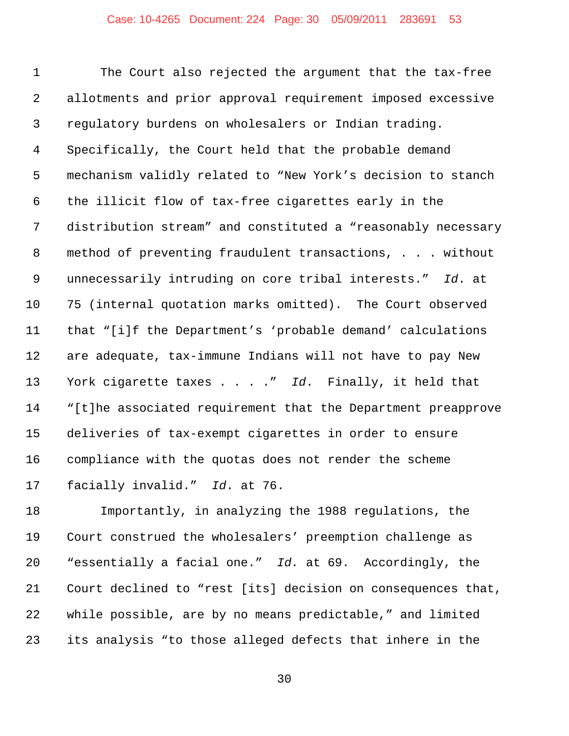The Court also rejected the argument that the tax-free allotments and prior approval requirement imposed excessive regulatory burdens on wholesalers or Indian trading. Specifically, the Court held that the probable demand mechanism validly related to "New York's decision to stanch the illicit flow of tax-free cigarettes early in the distribution stream" and constituted a "reasonably necessary method of preventing fraudulent transactions, . . . without unnecessarily intruding on core tribal interests." *Id.* at 75 (internal quotation marks omitted). The Court observed that "[i]f the Department's 'probable demand' calculations are adequate, tax-immune Indians will not have to pay New York cigarette taxes . . . ." *Id.* Finally, it held that "[t]he associated requirement that the Department preapprove deliveries of tax-exempt cigarettes in order to ensure compliance with the quotas does not render the scheme facially invalid." *Id.* at 76.

Importantly, in analyzing the 1988 regulations, the Court construed the wholesalers' preemption challenge as "essentially a facial one." *Id.* at 69. Accordingly, the Court declined to "rest [its] decision on consequences that, while possible, are by no means predictable," and limited its analysis "to those alleged defects that inhere in the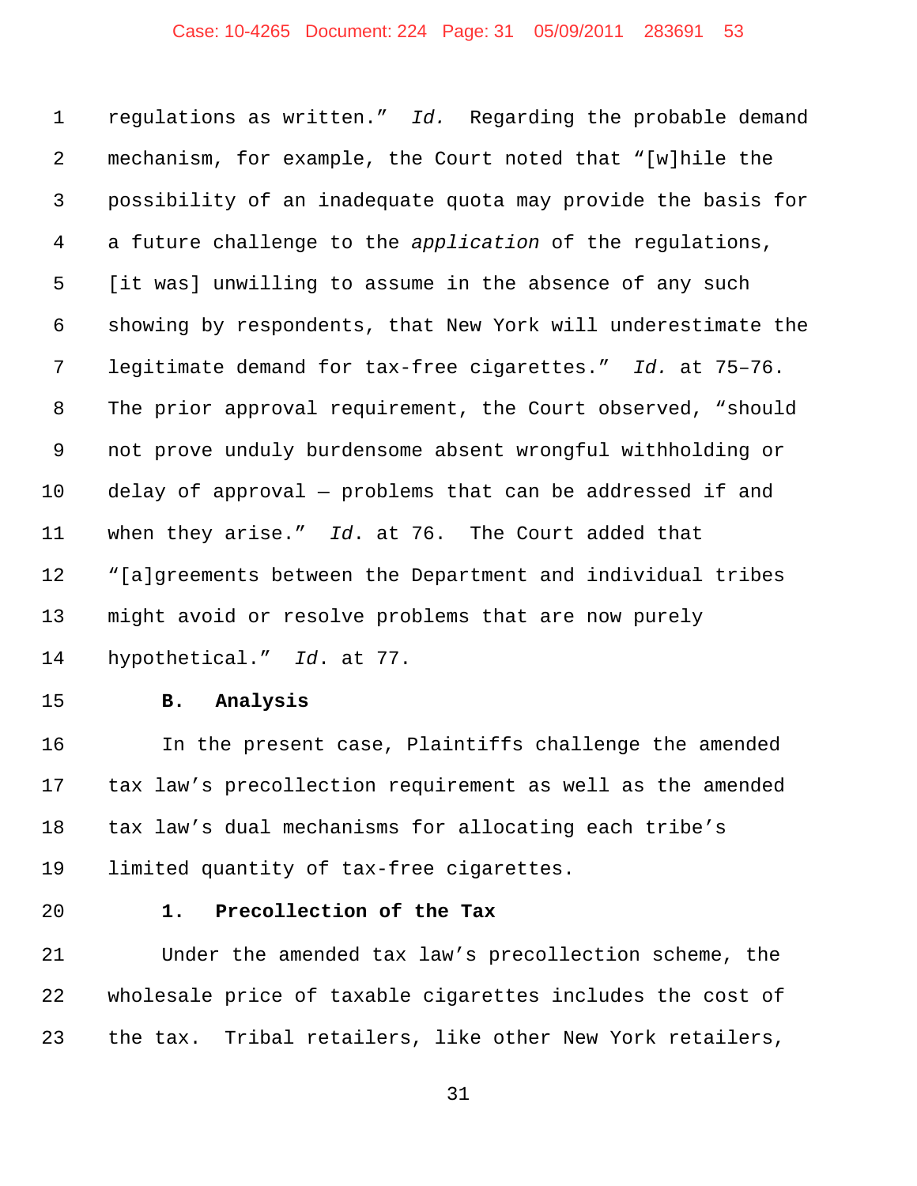regulations as written." *Id.* Regarding the probable demand mechanism, for example, the Court noted that "[w]hile the possibility of an inadequate quota may provide the basis for a future challenge to the *application* of the regulations, [it was] unwilling to assume in the absence of any such showing by respondents, that New York will underestimate the legitimate demand for tax-free cigarettes." *Id.* at 75–76. The prior approval requirement, the Court observed, "should not prove unduly burdensome absent wrongful withholding or delay of approval — problems that can be addressed if and when they arise." *Id*. at 76. The Court added that "[a]greements between the Department and individual tribes might avoid or resolve problems that are now purely hypothetical." *Id*. at 77.

### B. Analysis

In the present case, Plaintiffs challenge the amended tax law's precollection requirement as well as the amended tax law's dual mechanisms for allocating each tribe's limited quantity of tax-free cigarettes.

#### 1. Precollection of the Tax

Under the amended tax law's precollection scheme, the wholesale price of taxable cigarettes includes the cost of the tax. Tribal retailers, like other New York retailers,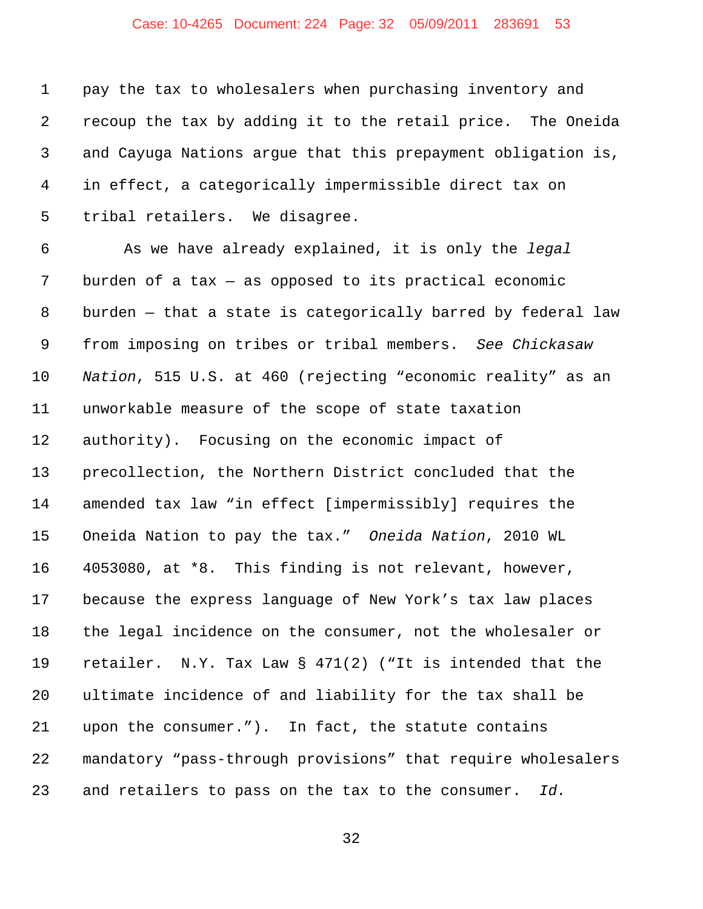pay the tax to wholesalers when purchasing inventory and recoup the tax by adding it to the retail price. The Oneida and Cayuga Nations argue that this prepayment obligation is, in effect, a categorically impermissible direct tax on tribal retailers. We disagree.

As we have already explained, it is only the *legal* burden of a tax — as opposed to its practical economic burden — that a state is categorically barred by federal law from imposing on tribes or tribal members. *See Chickasaw Nation*, 515 U.S. at 460 (rejecting "economic reality" as an unworkable measure of the scope of state taxation authority). Focusing on the economic impact of precollection, the Northern District concluded that the amended tax law "in effect [impermissibly] requires the Oneida Nation to pay the tax." *Oneida Nation*, 2010 WL 4053080, at *8. This finding is not relevant, however, because the express language of New York's tax law places the legal incidence on the consumer, not the wholesaler or retailer. N.Y. Tax Law § 471(2) ("It is intended that the ultimate incidence of and liability for the tax shall be upon the consumer."). In fact, the statute contains mandatory "pass-through provisions" that require wholesalers and retailers to pass on the tax to the consumer. *Id.*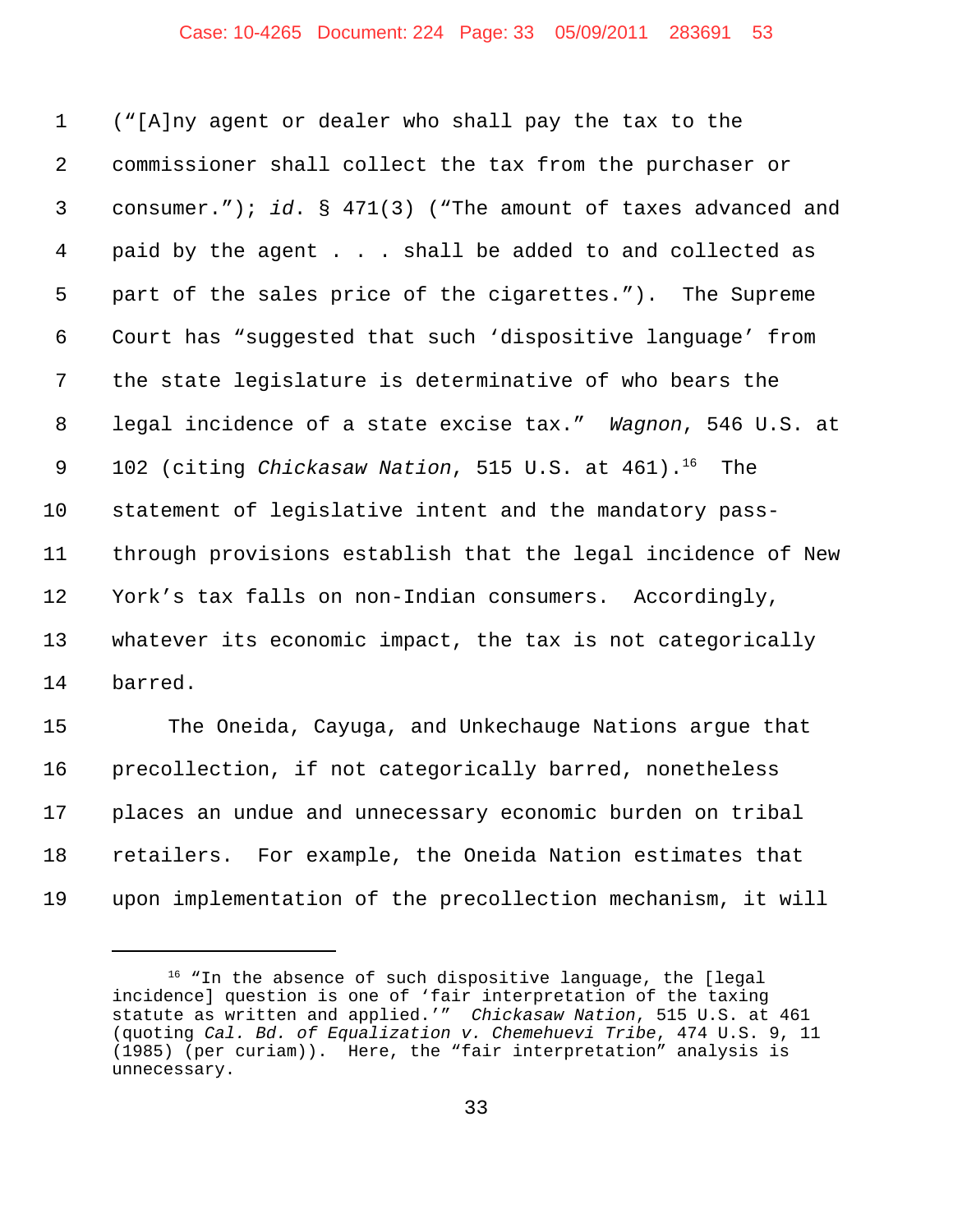("[A]ny agent or dealer who shall pay the tax to the commissioner shall collect the tax from the purchaser or consumer."); *id.* § 471(3) ("The amount of taxes advanced and paid by the agent . . . shall be added to and collected as part of the sales price of the cigarettes."). The Supreme Court has "suggested that such 'dispositive language' from the state legislature is determinative of who bears the legal incidence of a state excise tax." *Wagnon*, 546 U.S. at 102 (citing *Chickasaw Nation*, 515 U.S. at 461).[16] The statement of legislative intent and the mandatory pass-through provisions establish that the legal incidence of New York's tax falls on non-Indian consumers. Accordingly, whatever its economic impact, the tax is not categorically barred.

The Oneida, Cayuga, and Unkechauge Nations argue that precollection, if not categorically barred, nonetheless places an undue and unnecessary economic burden on tribal retailers. For example, the Oneida Nation estimates that upon implementation of the precollection mechanism, it will

---

[16] "In the absence of such dispositive language, the [legal incidence] question is one of 'fair interpretation of the taxing statute as written and applied.'" *Chickasaw Nation*, 515 U.S. at 461 (quoting *Cal. Bd. of Equalization v. Chemehuevi Tribe*, 474 U.S. 9, 11 (1985) (per curiam)). Here, the "fair interpretation" analysis is unnecessary.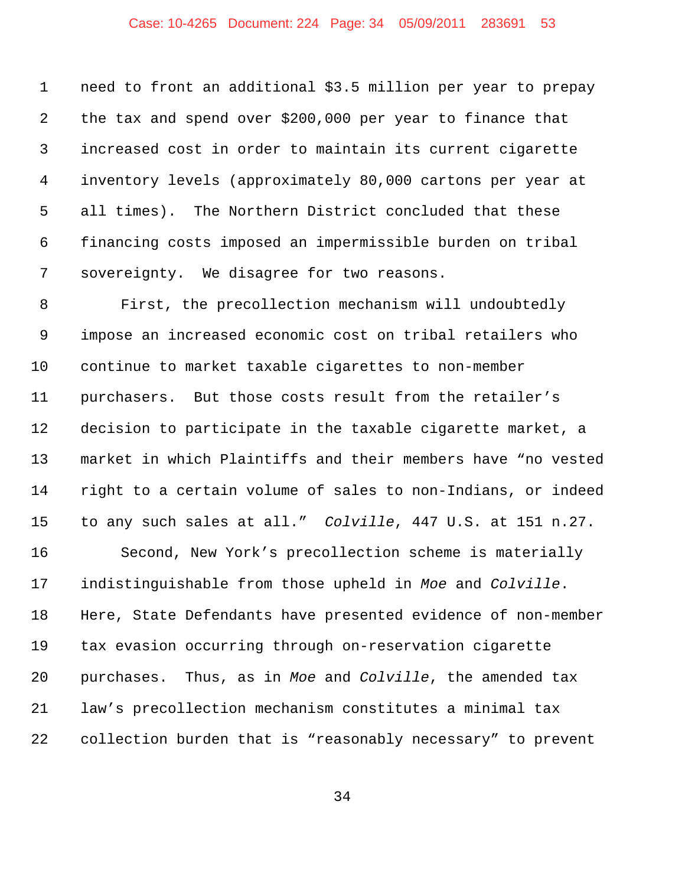need to front an additional $3.5 million per year to prepay the tax and spend over $200,000 per year to finance that increased cost in order to maintain its current cigarette inventory levels (approximately 80,000 cartons per year at all times). The Northern District concluded that these financing costs imposed an impermissible burden on tribal sovereignty. We disagree for two reasons.

First, the precollection mechanism will undoubtedly impose an increased economic cost on tribal retailers who continue to market taxable cigarettes to non-member purchasers. But those costs result from the retailer's decision to participate in the taxable cigarette market, a market in which Plaintiffs and their members have "no vested right to a certain volume of sales to non-Indians, or indeed to any such sales at all." *Colville*, 447 U.S. at 151 n.27.

Second, New York's precollection scheme is materially indistinguishable from those upheld in *Moe* and *Colville*. Here, State Defendants have presented evidence of non-member tax evasion occurring through on-reservation cigarette purchases. Thus, as in *Moe* and *Colville*, the amended tax law's precollection mechanism constitutes a minimal tax collection burden that is "reasonably necessary" to prevent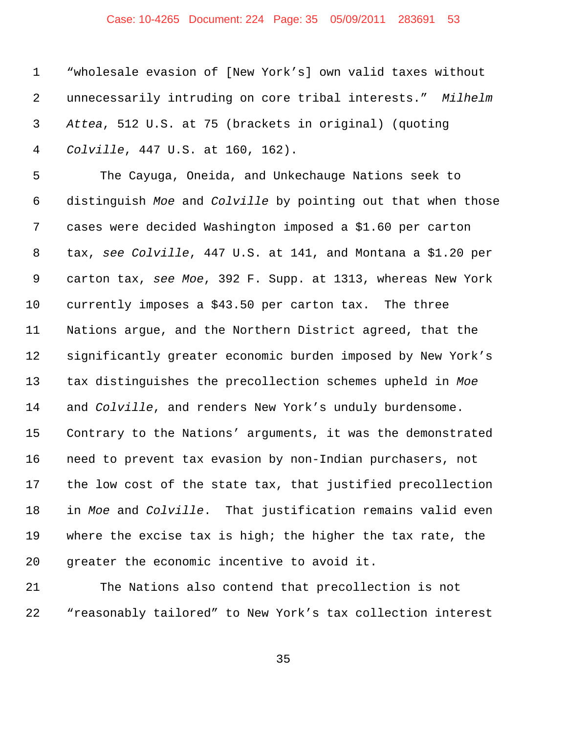"wholesale evasion of [New York's] own valid taxes without unnecessarily intruding on core tribal interests." *Milhelm Attea*, 512 U.S. at 75 (brackets in original) (quoting *Colville*, 447 U.S. at 160, 162).

The Cayuga, Oneida, and Unkechauge Nations seek to distinguish *Moe* and *Colville* by pointing out that when those cases were decided Washington imposed a $1.60 per carton tax, *see Colville*, 447 U.S. at 141, and Montana a $1.20 per carton tax, *see Moe*, 392 F. Supp. at 1313, whereas New York currently imposes a $43.50 per carton tax. The three Nations argue, and the Northern District agreed, that the significantly greater economic burden imposed by New York's tax distinguishes the precollection schemes upheld in *Moe* and *Colville*, and renders New York's unduly burdensome. Contrary to the Nations' arguments, it was the demonstrated need to prevent tax evasion by non-Indian purchasers, not the low cost of the state tax, that justified precollection in *Moe* and *Colville*. That justification remains valid even where the excise tax is high; the higher the tax rate, the greater the economic incentive to avoid it.

The Nations also contend that precollection is not "reasonably tailored" to New York's tax collection interest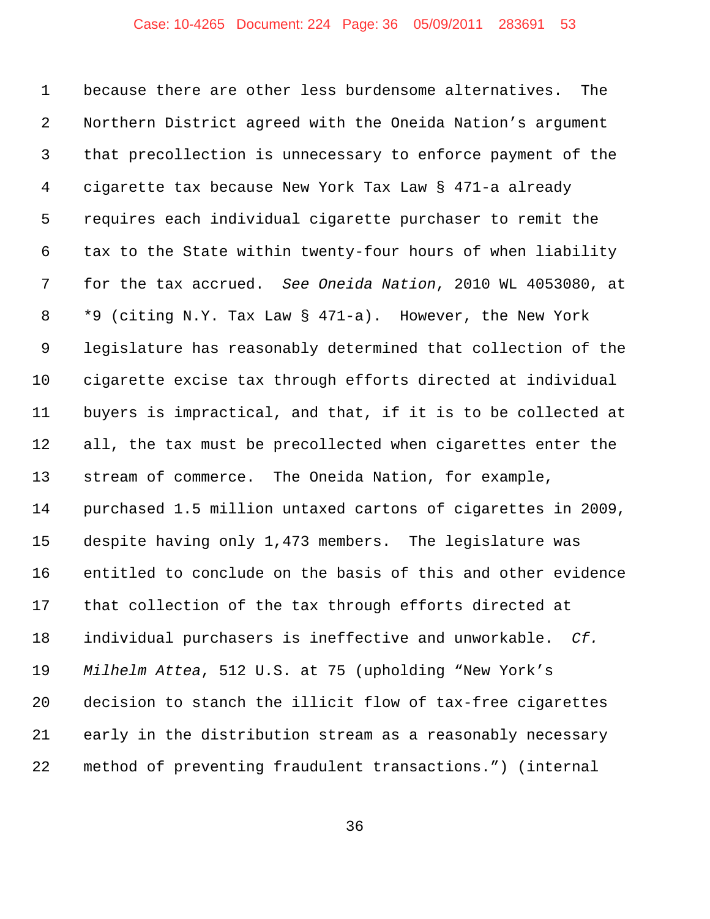because there are other less burdensome alternatives. The Northern District agreed with the Oneida Nation's argument that precollection is unnecessary to enforce payment of the cigarette tax because New York Tax Law § 471-a already requires each individual cigarette purchaser to remit the tax to the State within twenty-four hours of when liability for the tax accrued. *See Oneida Nation*, 2010 WL 4053080, at *9 (citing N.Y. Tax Law § 471-a). However, the New York legislature has reasonably determined that collection of the cigarette excise tax through efforts directed at individual buyers is impractical, and that, if it is to be collected at all, the tax must be precollected when cigarettes enter the stream of commerce. The Oneida Nation, for example, purchased 1.5 million untaxed cartons of cigarettes in 2009, despite having only 1,473 members. The legislature was entitled to conclude on the basis of this and other evidence that collection of the tax through efforts directed at individual purchasers is ineffective and unworkable. *Cf. Milhelm Attea*, 512 U.S. at 75 (upholding "New York's decision to stanch the illicit flow of tax-free cigarettes early in the distribution stream as a reasonably necessary method of preventing fraudulent transactions.") (internal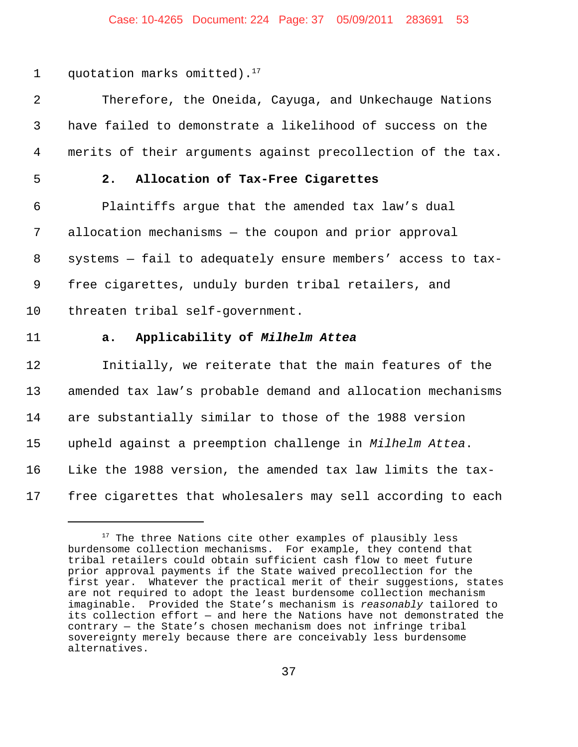quotation marks omitted).[17]

Therefore, the Oneida, Cayuga, and Unkechauge Nations have failed to demonstrate a likelihood of success on the merits of their arguments against precollection of the tax.

**2. Allocation of Tax-Free Cigarettes**

Plaintiffs argue that the amended tax law's dual allocation mechanisms — the coupon and prior approval systems — fail to adequately ensure members' access to tax-free cigarettes, unduly burden tribal retailers, and threaten tribal self-government.

**a. Applicability of *Milhelm Attea***

Initially, we reiterate that the main features of the amended tax law's probable demand and allocation mechanisms are substantially similar to those of the 1988 version upheld against a preemption challenge in *Milhelm Attea*. Like the 1988 version, the amended tax law limits the tax-free cigarettes that wholesalers may sell according to each

---

[17] The three Nations cite other examples of plausibly less burdensome collection mechanisms. For example, they contend that tribal retailers could obtain sufficient cash flow to meet future prior approval payments if the State waived precollection for the first year. Whatever the practical merit of their suggestions, states are not required to adopt the least burdensome collection mechanism imaginable. Provided the State's mechanism is *reasonably* tailored to its collection effort — and here the Nations have not demonstrated the contrary — the State's chosen mechanism does not infringe tribal sovereignty merely because there are conceivably less burdensome alternatives.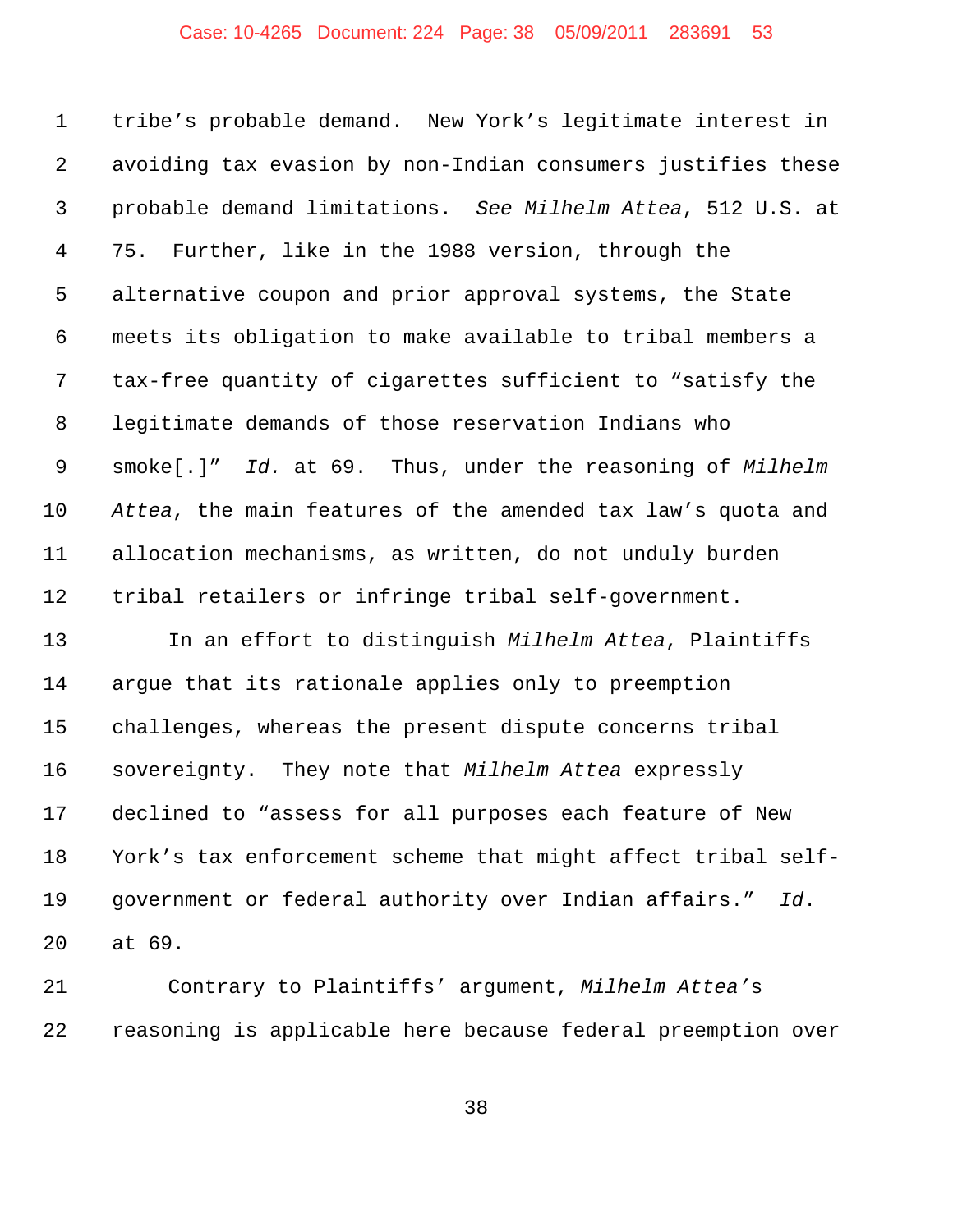tribe's probable demand. New York's legitimate interest in avoiding tax evasion by non-Indian consumers justifies these probable demand limitations. *See Milhelm Attea*, 512 U.S. at 75. Further, like in the 1988 version, through the alternative coupon and prior approval systems, the State meets its obligation to make available to tribal members a tax-free quantity of cigarettes sufficient to "satisfy the legitimate demands of those reservation Indians who smoke[.]" *Id.* at 69. Thus, under the reasoning of *Milhelm Attea*, the main features of the amended tax law's quota and allocation mechanisms, as written, do not unduly burden tribal retailers or infringe tribal self-government.

In an effort to distinguish *Milhelm Attea*, Plaintiffs argue that its rationale applies only to preemption challenges, whereas the present dispute concerns tribal sovereignty. They note that *Milhelm Attea* expressly declined to "assess for all purposes each feature of New York's tax enforcement scheme that might affect tribal self-government or federal authority over Indian affairs." *Id.* at 69.

Contrary to Plaintiffs' argument, *Milhelm Attea*'s reasoning is applicable here because federal preemption over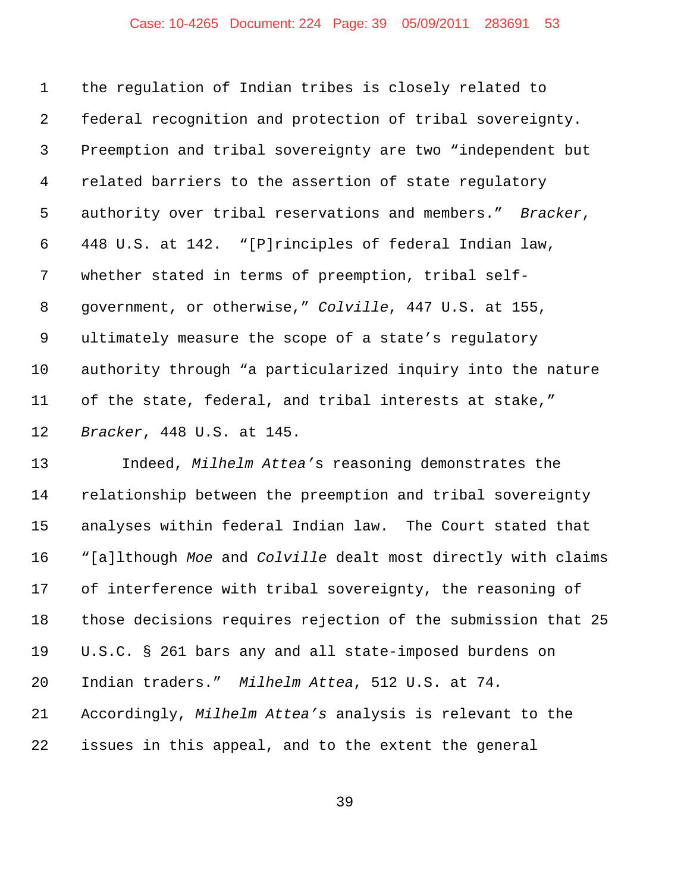the regulation of Indian tribes is closely related to federal recognition and protection of tribal sovereignty. Preemption and tribal sovereignty are two "independent but related barriers to the assertion of state regulatory authority over tribal reservations and members." *Bracker*, 448 U.S. at 142. "[P]rinciples of federal Indian law, whether stated in terms of preemption, tribal self-government, or otherwise," *Colville*, 447 U.S. at 155, ultimately measure the scope of a state's regulatory authority through "a particularized inquiry into the nature of the state, federal, and tribal interests at stake," *Bracker*, 448 U.S. at 145.

Indeed, *Milhelm Attea's* reasoning demonstrates the relationship between the preemption and tribal sovereignty analyses within federal Indian law. The Court stated that "[a]lthough *Moe* and *Colville* dealt most directly with claims of interference with tribal sovereignty, the reasoning of those decisions requires rejection of the submission that 25 U.S.C. § 261 bars any and all state-imposed burdens on Indian traders." *Milhelm Attea*, 512 U.S. at 74. Accordingly, *Milhelm Attea's* analysis is relevant to the issues in this appeal, and to the extent the general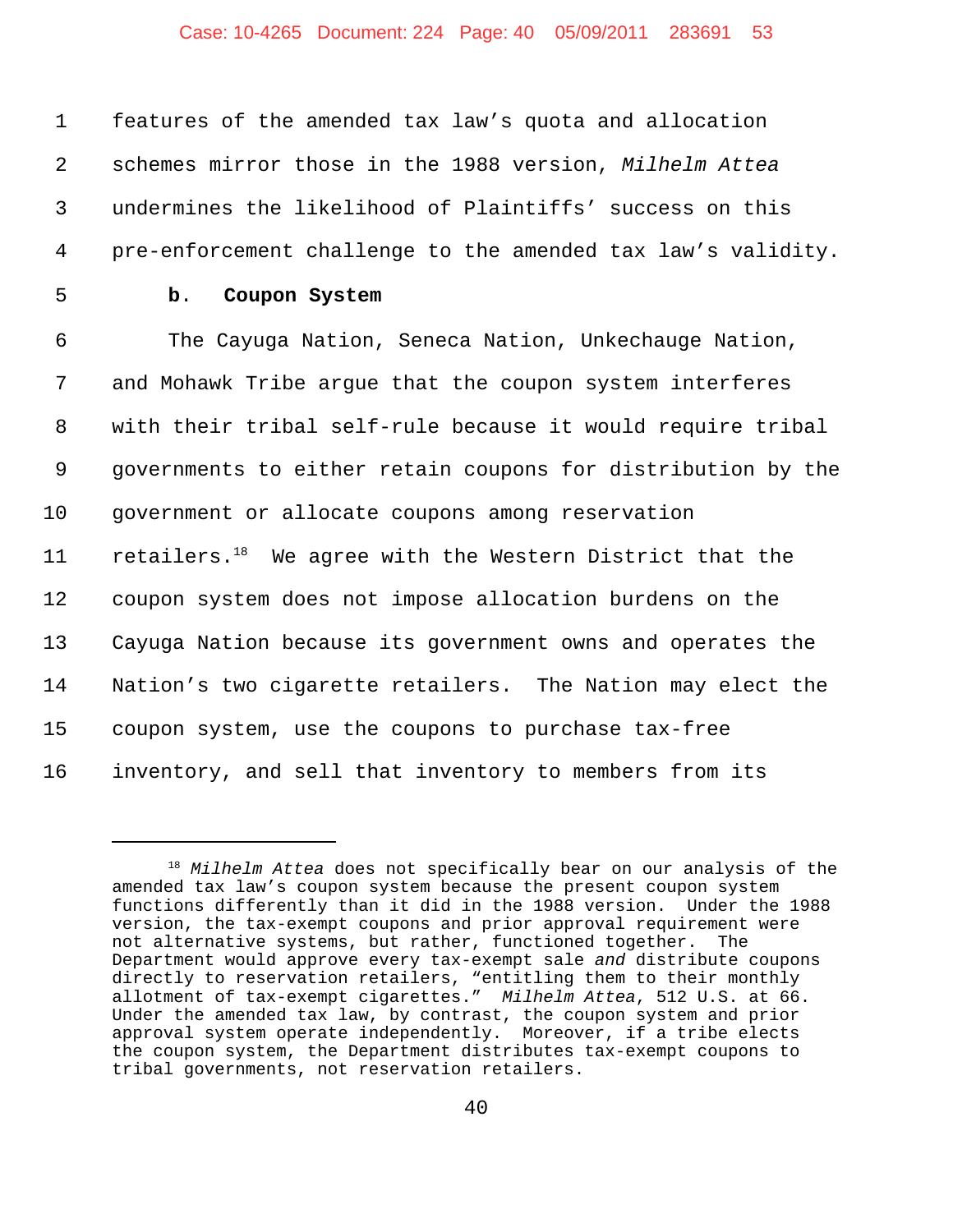features of the amended tax law's quota and allocation schemes mirror those in the 1988 version, *Milhelm Attea* undermines the likelihood of Plaintiffs' success on this pre-enforcement challenge to the amended tax law's validity.

**b. Coupon System**

The Cayuga Nation, Seneca Nation, Unkechauge Nation, and Mohawk Tribe argue that the coupon system interferes with their tribal self-rule because it would require tribal governments to either retain coupons for distribution by the government or allocate coupons among reservation retailers.[18] We agree with the Western District that the coupon system does not impose allocation burdens on the Cayuga Nation because its government owns and operates the Nation's two cigarette retailers. The Nation may elect the coupon system, use the coupons to purchase tax-free inventory, and sell that inventory to members from its

---

[18] *Milhelm Attea* does not specifically bear on our analysis of the amended tax law's coupon system because the present coupon system functions differently than it did in the 1988 version. Under the 1988 version, the tax-exempt coupons and prior approval requirement were not alternative systems, but rather, functioned together. The Department would approve every tax-exempt sale *and* distribute coupons directly to reservation retailers, "entitling them to their monthly allotment of tax-exempt cigarettes." *Milhelm Attea*, 512 U.S. at 66. Under the amended tax law, by contrast, the coupon system and prior approval system operate independently. Moreover, if a tribe elects the coupon system, the Department distributes tax-exempt coupons to tribal governments, not reservation retailers.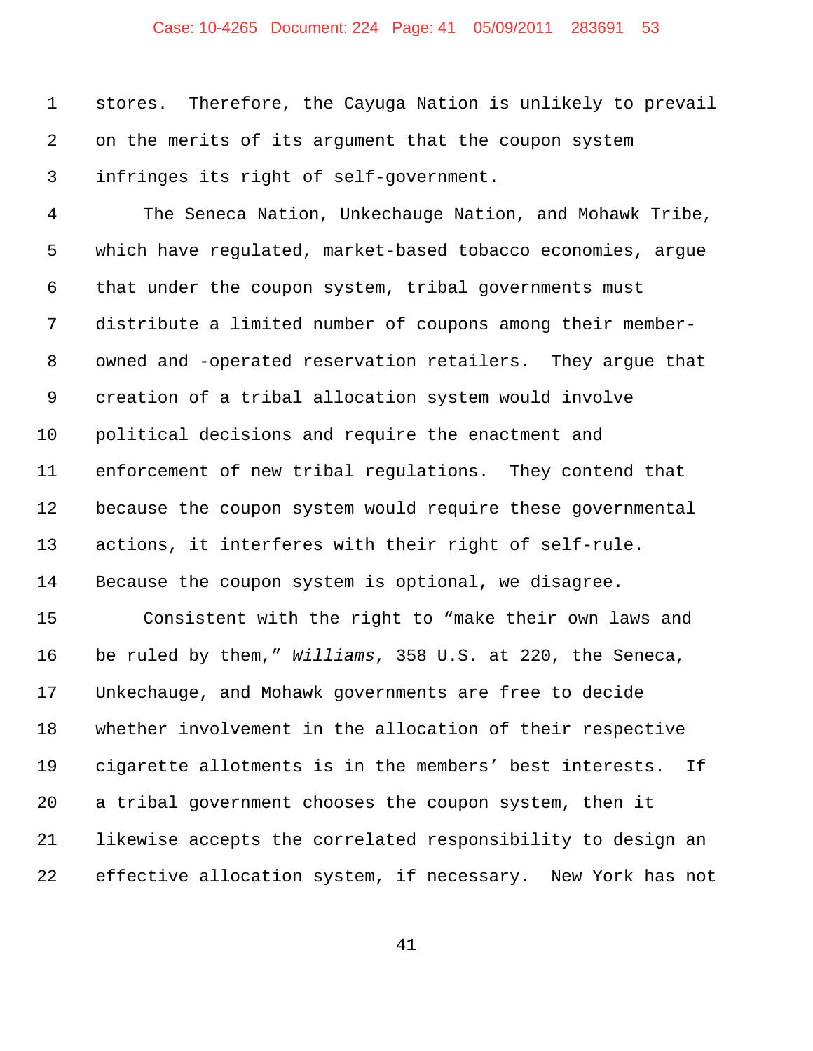stores. Therefore, the Cayuga Nation is unlikely to prevail on the merits of its argument that the coupon system infringes its right of self-government.

The Seneca Nation, Unkechauge Nation, and Mohawk Tribe, which have regulated, market-based tobacco economies, argue that under the coupon system, tribal governments must distribute a limited number of coupons among their member-owned and -operated reservation retailers. They argue that creation of a tribal allocation system would involve political decisions and require the enactment and enforcement of new tribal regulations. They contend that because the coupon system would require these governmental actions, it interferes with their right of self-rule. Because the coupon system is optional, we disagree.

Consistent with the right to "make their own laws and be ruled by them," *Williams*, 358 U.S. at 220, the Seneca, Unkechauge, and Mohawk governments are free to decide whether involvement in the allocation of their respective cigarette allotments is in the members' best interests. If a tribal government chooses the coupon system, then it likewise accepts the correlated responsibility to design an effective allocation system, if necessary. New York has not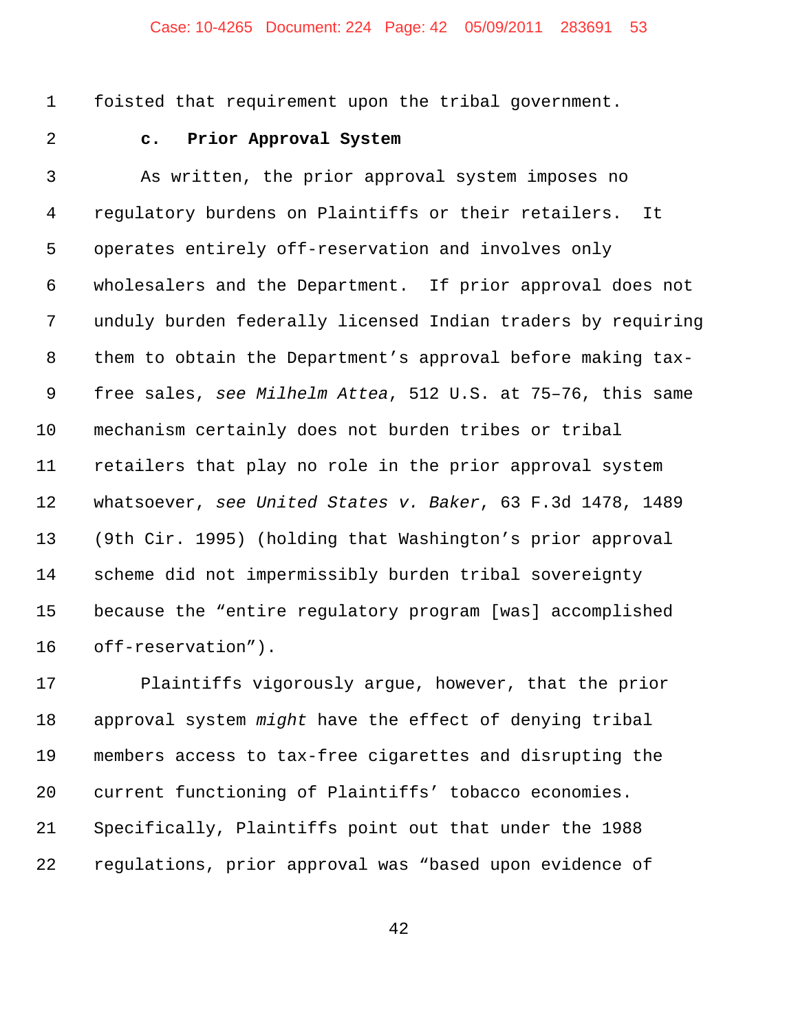foisted that requirement upon the tribal government.

**c. Prior Approval System**

As written, the prior approval system imposes no regulatory burdens on Plaintiffs or their retailers. It operates entirely off-reservation and involves only wholesalers and the Department. If prior approval does not unduly burden federally licensed Indian traders by requiring them to obtain the Department's approval before making tax-free sales, *see Milhelm Attea*, 512 U.S. at 75–76, this same mechanism certainly does not burden tribes or tribal retailers that play no role in the prior approval system whatsoever, *see United States v. Baker*, 63 F.3d 1478, 1489 (9th Cir. 1995) (holding that Washington's prior approval scheme did not impermissibly burden tribal sovereignty because the "entire regulatory program [was] accomplished off-reservation").

Plaintiffs vigorously argue, however, that the prior approval system *might* have the effect of denying tribal members access to tax-free cigarettes and disrupting the current functioning of Plaintiffs' tobacco economies. Specifically, Plaintiffs point out that under the 1988 regulations, prior approval was "based upon evidence of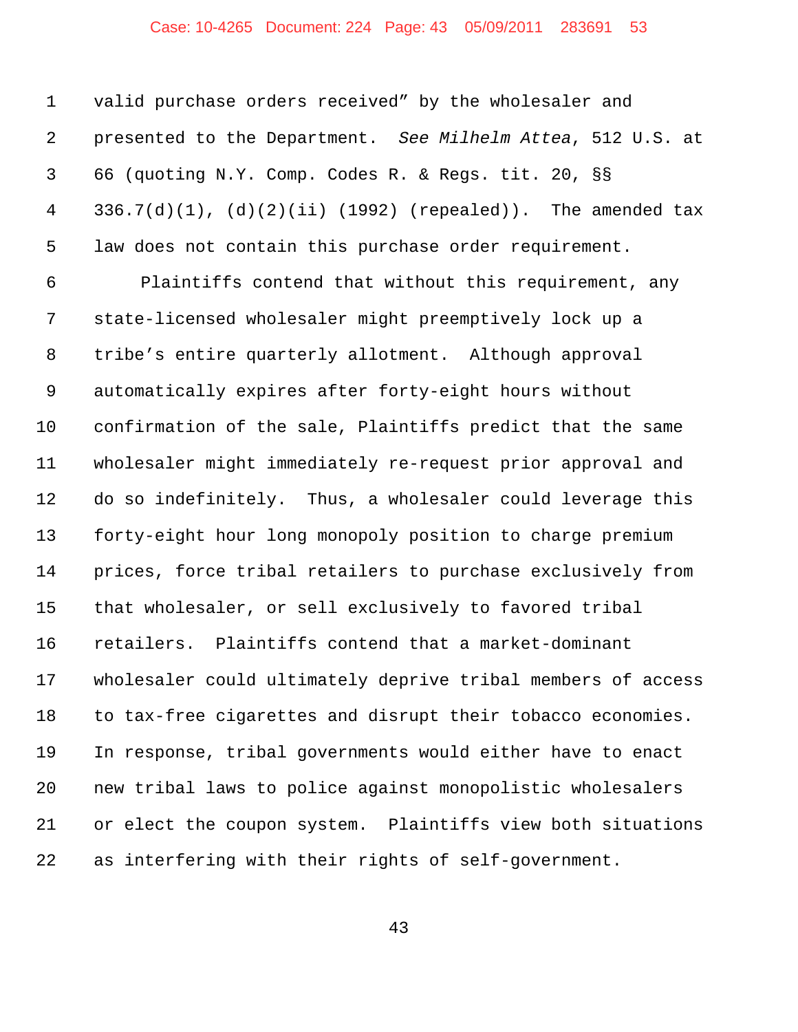valid purchase orders received" by the wholesaler and presented to the Department. *See Milhelm Attea*, 512 U.S. at 66 (quoting N.Y. Comp. Codes R. & Regs. tit. 20, §§ 336.7(d)(1), (d)(2)(ii) (1992) (repealed)). The amended tax law does not contain this purchase order requirement.

Plaintiffs contend that without this requirement, any state-licensed wholesaler might preemptively lock up a tribe's entire quarterly allotment. Although approval automatically expires after forty-eight hours without confirmation of the sale, Plaintiffs predict that the same wholesaler might immediately re-request prior approval and do so indefinitely. Thus, a wholesaler could leverage this forty-eight hour long monopoly position to charge premium prices, force tribal retailers to purchase exclusively from that wholesaler, or sell exclusively to favored tribal retailers. Plaintiffs contend that a market-dominant wholesaler could ultimately deprive tribal members of access to tax-free cigarettes and disrupt their tobacco economies. In response, tribal governments would either have to enact new tribal laws to police against monopolistic wholesalers or elect the coupon system. Plaintiffs view both situations as interfering with their rights of self-government.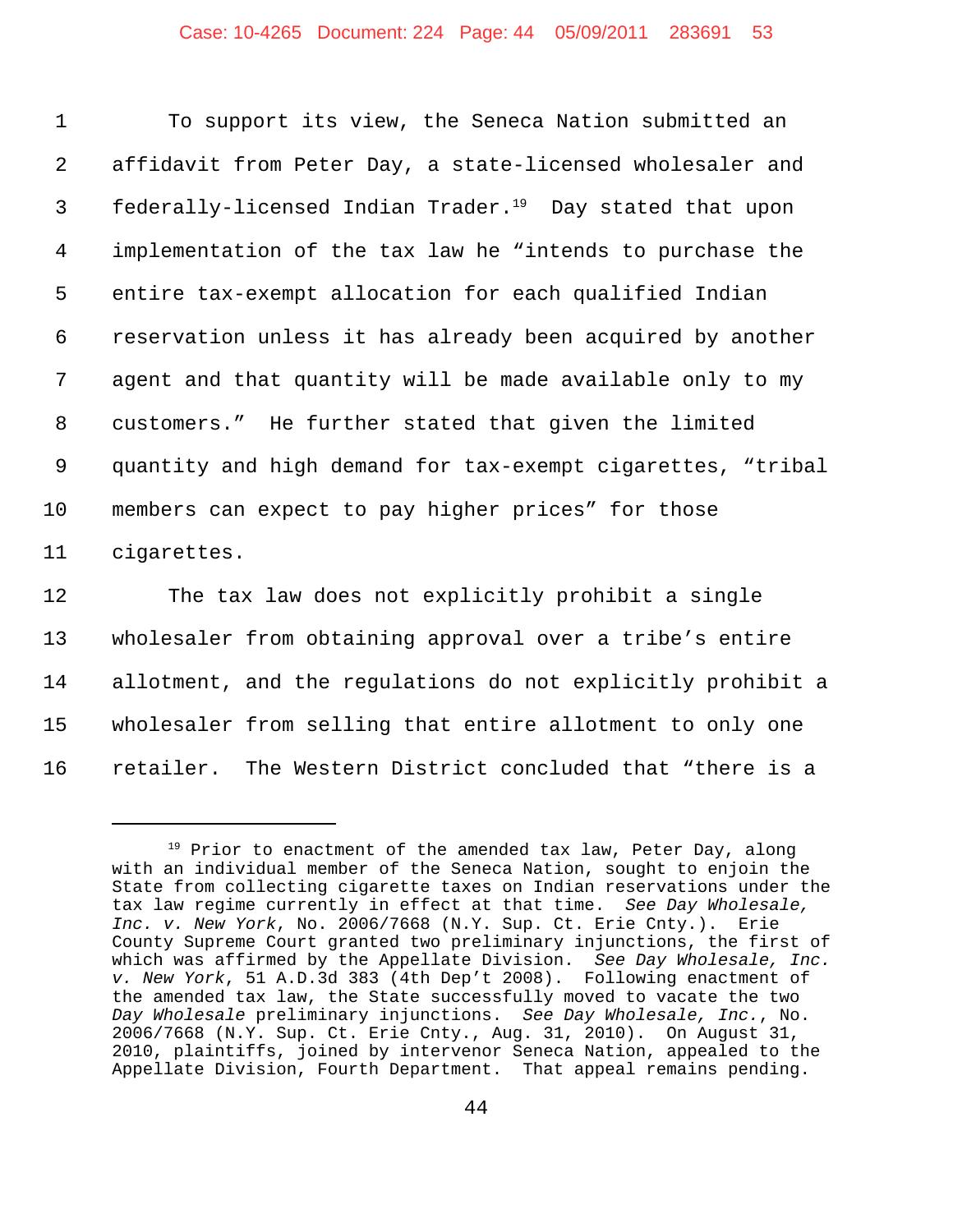To support its view, the Seneca Nation submitted an affidavit from Peter Day, a state-licensed wholesaler and federally-licensed Indian Trader.[19] Day stated that upon implementation of the tax law he "intends to purchase the entire tax-exempt allocation for each qualified Indian reservation unless it has already been acquired by another agent and that quantity will be made available only to my customers." He further stated that given the limited quantity and high demand for tax-exempt cigarettes, "tribal members can expect to pay higher prices" for those cigarettes.

The tax law does not explicitly prohibit a single wholesaler from obtaining approval over a tribe's entire allotment, and the regulations do not explicitly prohibit a wholesaler from selling that entire allotment to only one retailer. The Western District concluded that "there is a

---

[19] Prior to enactment of the amended tax law, Peter Day, along with an individual member of the Seneca Nation, sought to enjoin the State from collecting cigarette taxes on Indian reservations under the tax law regime currently in effect at that time. *See Day Wholesale, Inc. v. New York*, No. 2006/7668 (N.Y. Sup. Ct. Erie Cnty.). Erie County Supreme Court granted two preliminary injunctions, the first of which was affirmed by the Appellate Division. *See Day Wholesale, Inc. v. New York*, 51 A.D.3d 383 (4th Dep't 2008). Following enactment of the amended tax law, the State successfully moved to vacate the two *Day Wholesale* preliminary injunctions. *See Day Wholesale, Inc.*, No. 2006/7668 (N.Y. Sup. Ct. Erie Cnty., Aug. 31, 2010). On August 31, 2010, plaintiffs, joined by intervenor Seneca Nation, appealed to the Appellate Division, Fourth Department. That appeal remains pending.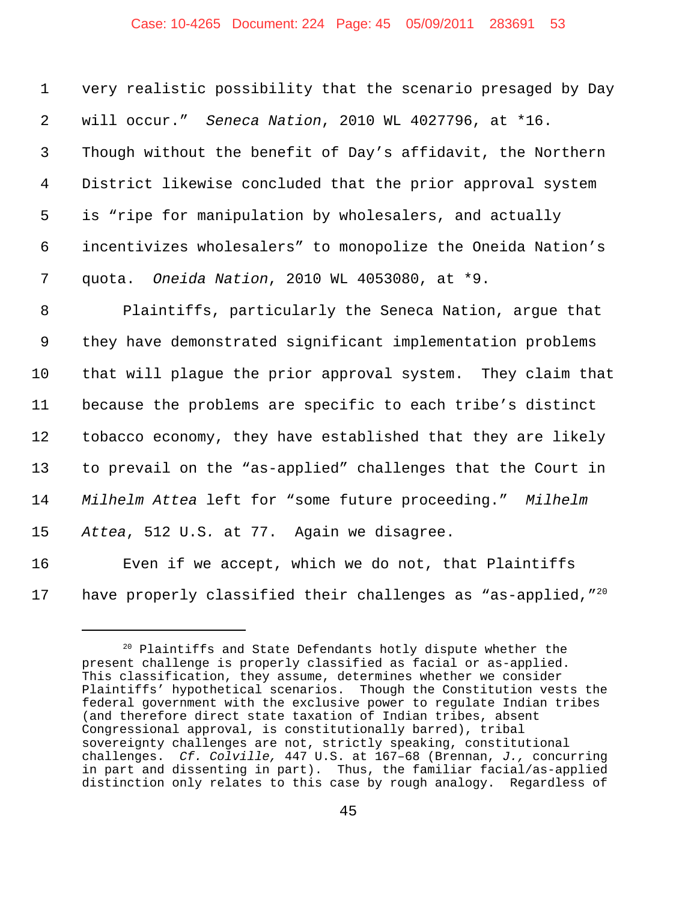very realistic possibility that the scenario presaged by Day will occur." *Seneca Nation*, 2010 WL 4027796, at *16. Though without the benefit of Day's affidavit, the Northern District likewise concluded that the prior approval system is "ripe for manipulation by wholesalers, and actually incentivizes wholesalers" to monopolize the Oneida Nation's quota. *Oneida Nation*, 2010 WL 4053080, at *9.

Plaintiffs, particularly the Seneca Nation, argue that they have demonstrated significant implementation problems that will plague the prior approval system. They claim that because the problems are specific to each tribe's distinct tobacco economy, they have established that they are likely to prevail on the "as-applied" challenges that the Court in *Milhelm Attea* left for "some future proceeding." *Milhelm Attea*, 512 U.S. at 77. Again we disagree.

Even if we accept, which we do not, that Plaintiffs have properly classified their challenges as "as-applied,"[20]

---

[20] Plaintiffs and State Defendants hotly dispute whether the present challenge is properly classified as facial or as-applied. This classification, they assume, determines whether we consider Plaintiffs' hypothetical scenarios. Though the Constitution vests the federal government with the exclusive power to regulate Indian tribes (and therefore direct state taxation of Indian tribes, absent Congressional approval, is constitutionally barred), tribal sovereignty challenges are not, strictly speaking, constitutional challenges. *Cf. Colville,* 447 U.S. at 167–68 (Brennan, *J.,* concurring in part and dissenting in part). Thus, the familiar facial/as-applied distinction only relates to this case by rough analogy. Regardless of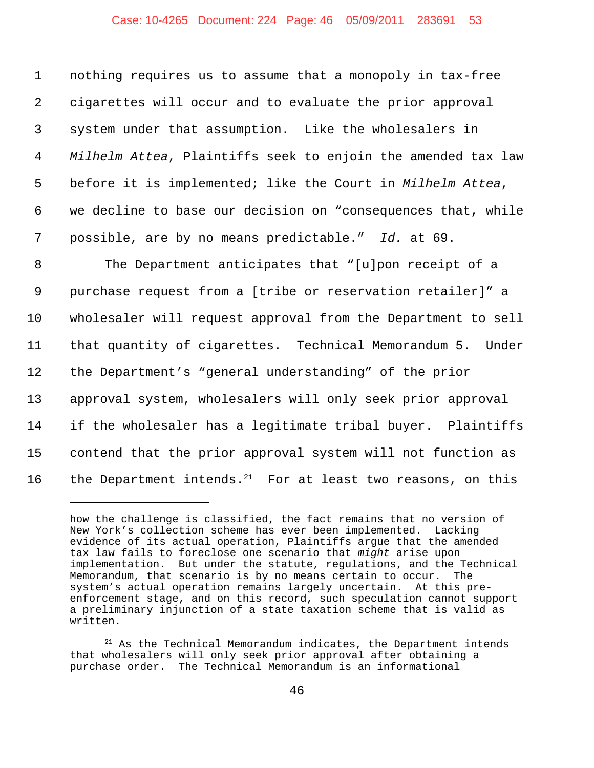nothing requires us to assume that a monopoly in tax-free cigarettes will occur and to evaluate the prior approval system under that assumption. Like the wholesalers in *Milhelm Attea*, Plaintiffs seek to enjoin the amended tax law before it is implemented; like the Court in *Milhelm Attea*, we decline to base our decision on "consequences that, while possible, are by no means predictable." *Id.* at 69.

The Department anticipates that "[u]pon receipt of a purchase request from a [tribe or reservation retailer]" a wholesaler will request approval from the Department to sell that quantity of cigarettes. Technical Memorandum 5. Under the Department's "general understanding" of the prior approval system, wholesalers will only seek prior approval if the wholesaler has a legitimate tribal buyer. Plaintiffs contend that the prior approval system will not function as the Department intends.[21] For at least two reasons, on this

---

how the challenge is classified, the fact remains that no version of New York's collection scheme has ever been implemented. Lacking evidence of its actual operation, Plaintiffs argue that the amended tax law fails to foreclose one scenario that *might* arise upon implementation. But under the statute, regulations, and the Technical Memorandum, that scenario is by no means certain to occur. The system's actual operation remains largely uncertain. At this pre-enforcement stage, and on this record, such speculation cannot support a preliminary injunction of a state taxation scheme that is valid as written.

[21] As the Technical Memorandum indicates, the Department intends that wholesalers will only seek prior approval after obtaining a purchase order. The Technical Memorandum is an informational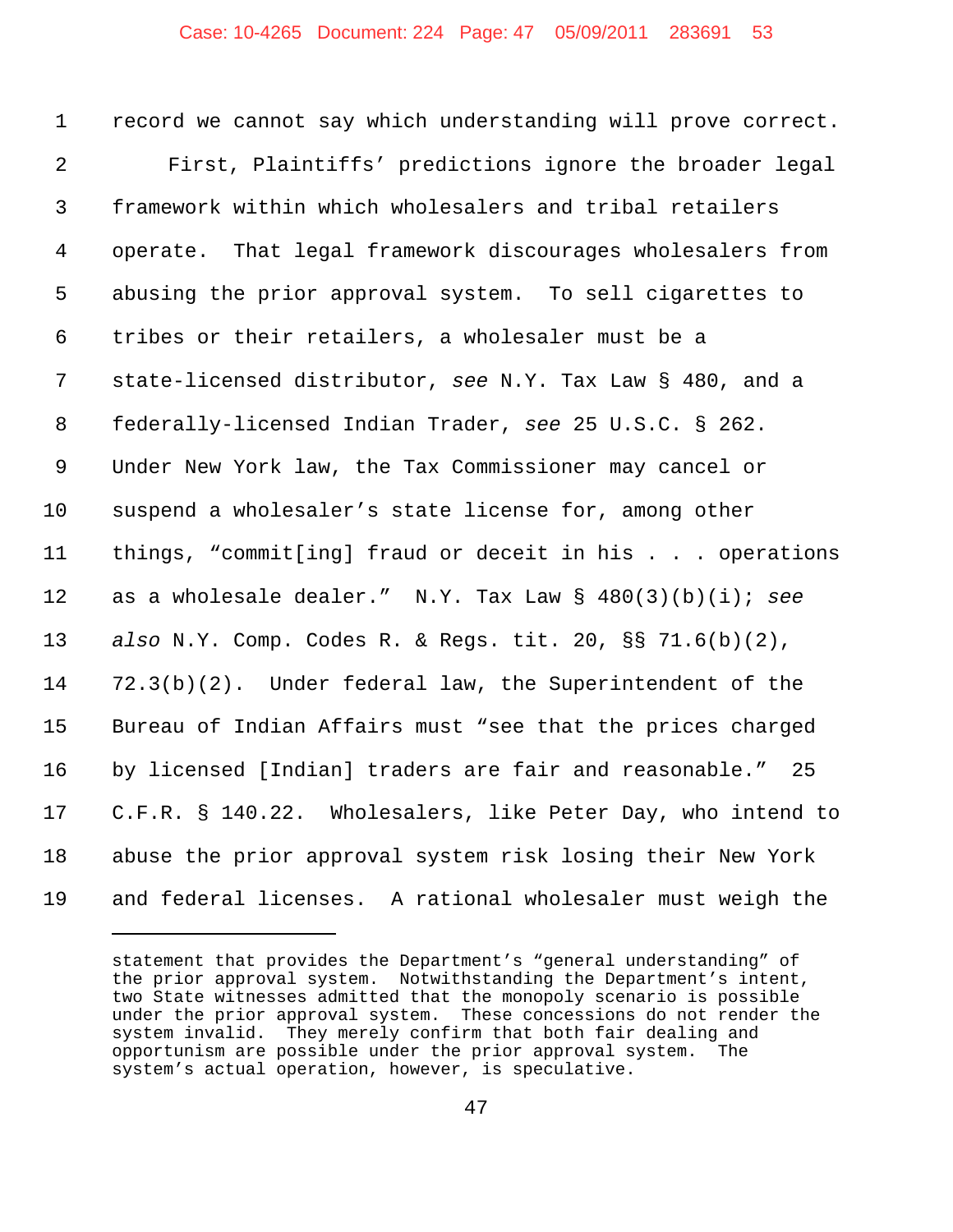record we cannot say which understanding will prove correct.

First, Plaintiffs' predictions ignore the broader legal framework within which wholesalers and tribal retailers operate. That legal framework discourages wholesalers from abusing the prior approval system. To sell cigarettes to tribes or their retailers, a wholesaler must be a state-licensed distributor, *see* N.Y. Tax Law § 480, and a federally-licensed Indian Trader, *see* 25 U.S.C. § 262. Under New York law, the Tax Commissioner may cancel or suspend a wholesaler's state license for, among other things, "commit[ing] fraud or deceit in his . . . operations as a wholesale dealer." N.Y. Tax Law § 480(3)(b)(i); *see also* N.Y. Comp. Codes R. & Regs. tit. 20, §§ 71.6(b)(2), 72.3(b)(2). Under federal law, the Superintendent of the Bureau of Indian Affairs must "see that the prices charged by licensed [Indian] traders are fair and reasonable." 25 C.F.R. § 140.22. Wholesalers, like Peter Day, who intend to abuse the prior approval system risk losing their New York and federal licenses. A rational wholesaler must weigh the

---

statement that provides the Department's "general understanding" of the prior approval system. Notwithstanding the Department's intent, two State witnesses admitted that the monopoly scenario is possible under the prior approval system. These concessions do not render the system invalid. They merely confirm that both fair dealing and opportunism are possible under the prior approval system. The system's actual operation, however, is speculative.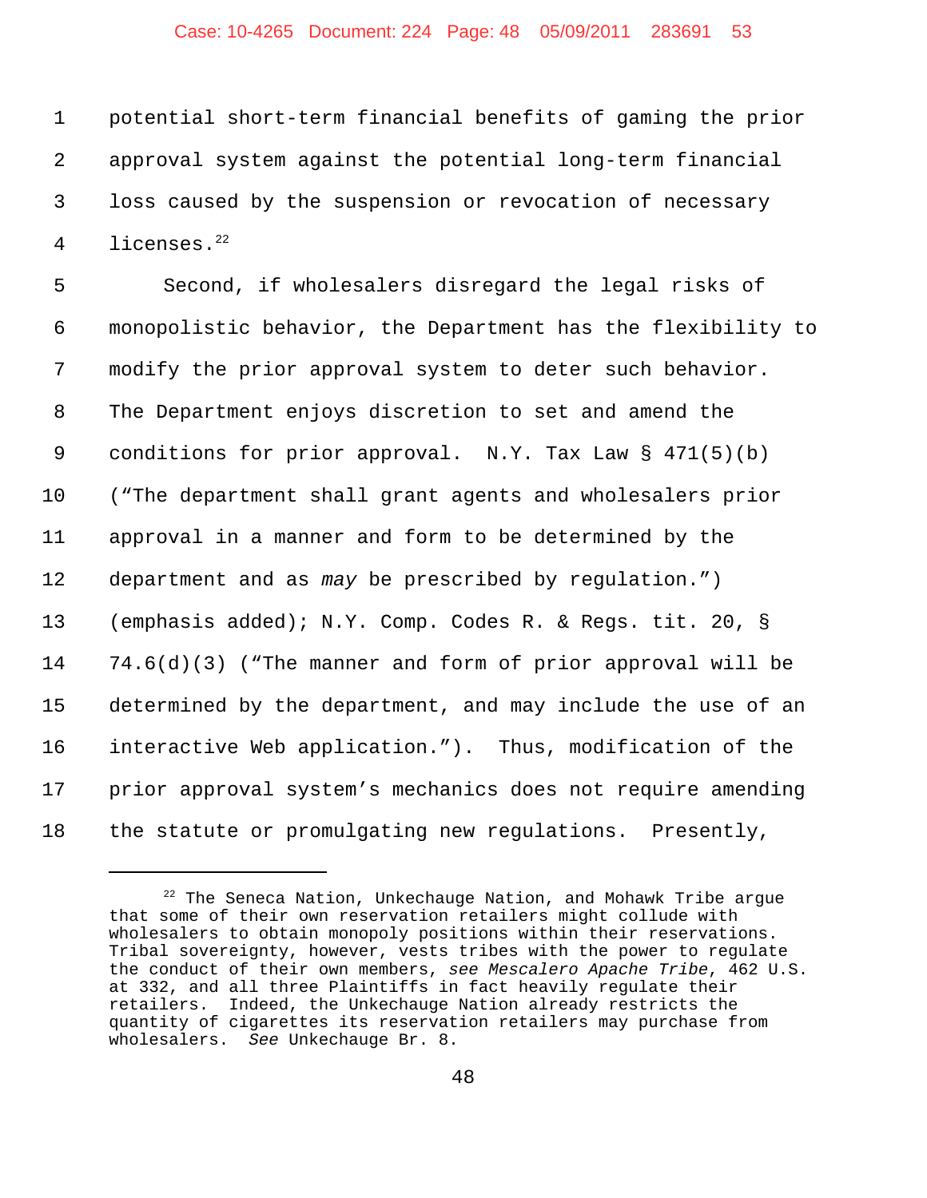potential short-term financial benefits of gaming the prior approval system against the potential long-term financial loss caused by the suspension or revocation of necessary licenses.[22]

Second, if wholesalers disregard the legal risks of monopolistic behavior, the Department has the flexibility to modify the prior approval system to deter such behavior. The Department enjoys discretion to set and amend the conditions for prior approval. N.Y. Tax Law § 471(5)(b) ("The department shall grant agents and wholesalers prior approval in a manner and form to be determined by the department and as *may* be prescribed by regulation.") (emphasis added); N.Y. Comp. Codes R. & Regs. tit. 20, § 74.6(d)(3) ("The manner and form of prior approval will be determined by the department, and may include the use of an interactive Web application."). Thus, modification of the prior approval system's mechanics does not require amending the statute or promulgating new regulations. Presently,

---

[22] The Seneca Nation, Unkechauge Nation, and Mohawk Tribe argue that some of their own reservation retailers might collude with wholesalers to obtain monopoly positions within their reservations. Tribal sovereignty, however, vests tribes with the power to regulate the conduct of their own members, *see Mescalero Apache Tribe*, 462 U.S. at 332, and all three Plaintiffs in fact heavily regulate their retailers. Indeed, the Unkechauge Nation already restricts the quantity of cigarettes its reservation retailers may purchase from wholesalers. *See* Unkechauge Br. 8.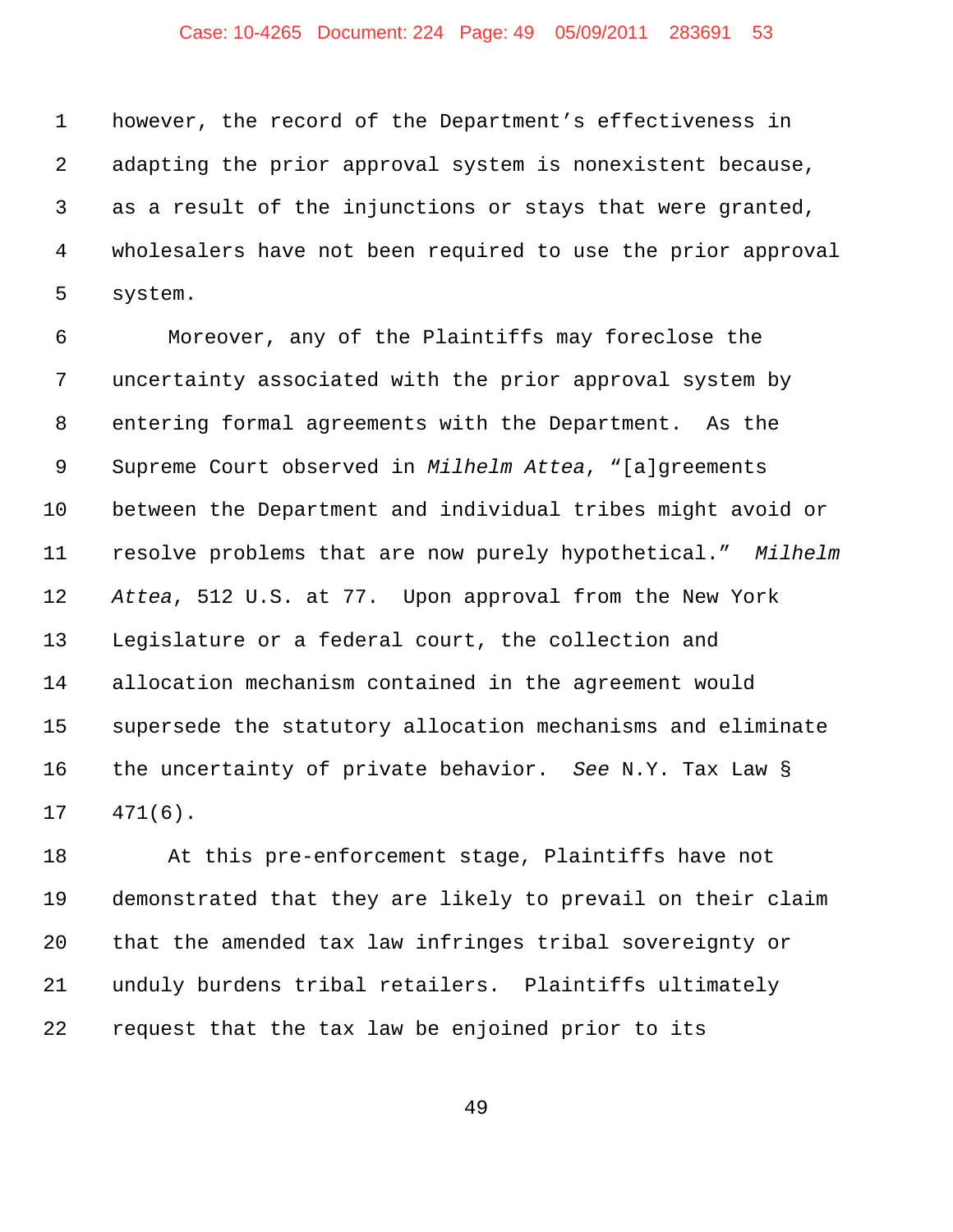however, the record of the Department's effectiveness in adapting the prior approval system is nonexistent because, as a result of the injunctions or stays that were granted, wholesalers have not been required to use the prior approval system.

Moreover, any of the Plaintiffs may foreclose the uncertainty associated with the prior approval system by entering formal agreements with the Department. As the Supreme Court observed in *Milhelm Attea*, "[a]greements between the Department and individual tribes might avoid or resolve problems that are now purely hypothetical." *Milhelm Attea*, 512 U.S. at 77. Upon approval from the New York Legislature or a federal court, the collection and allocation mechanism contained in the agreement would supersede the statutory allocation mechanisms and eliminate the uncertainty of private behavior. *See* N.Y. Tax Law § 471(6).

At this pre-enforcement stage, Plaintiffs have not demonstrated that they are likely to prevail on their claim that the amended tax law infringes tribal sovereignty or unduly burdens tribal retailers. Plaintiffs ultimately request that the tax law be enjoined prior to its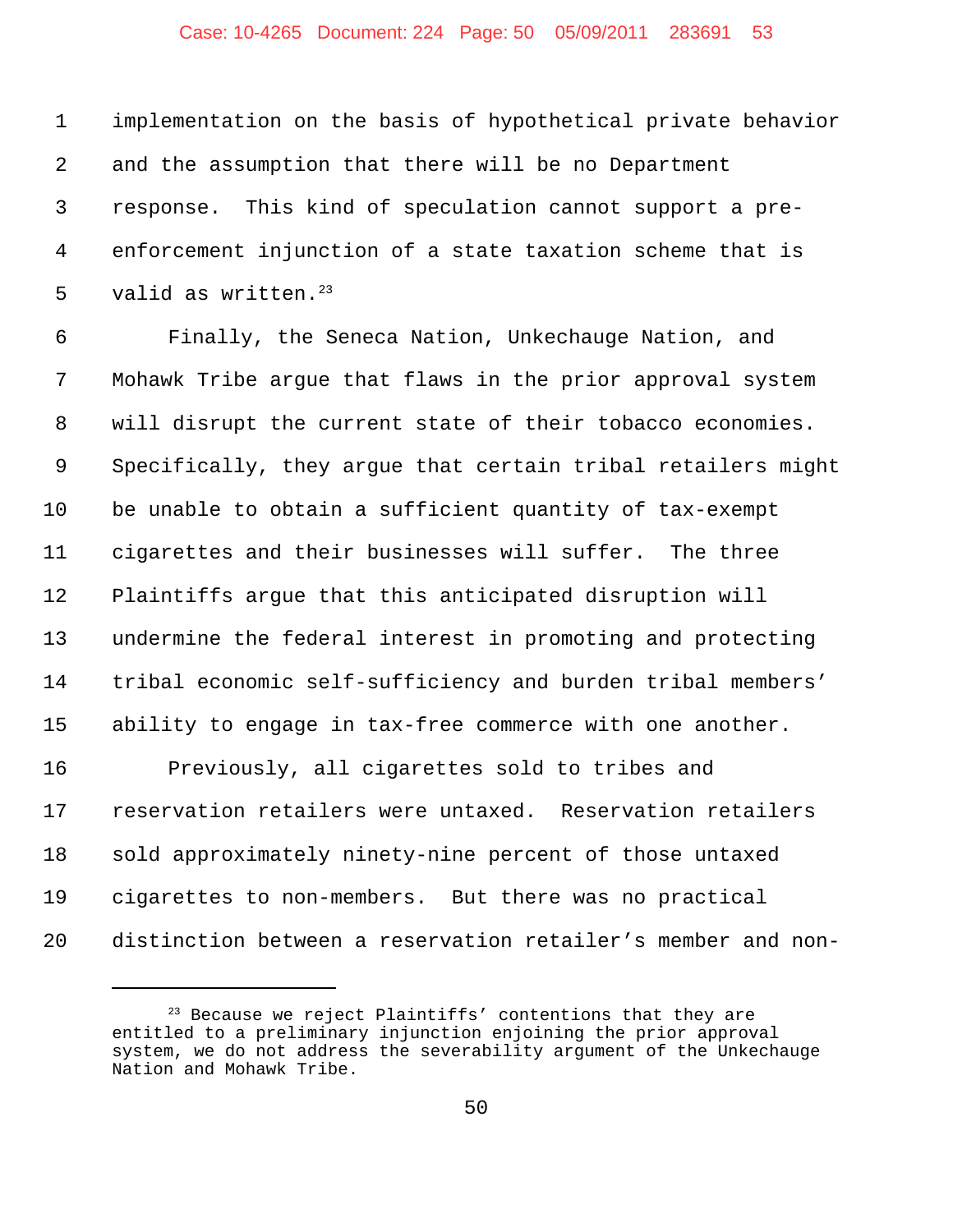implementation on the basis of hypothetical private behavior and the assumption that there will be no Department response. This kind of speculation cannot support a pre-enforcement injunction of a state taxation scheme that is valid as written.[23]

Finally, the Seneca Nation, Unkechauge Nation, and Mohawk Tribe argue that flaws in the prior approval system will disrupt the current state of their tobacco economies. Specifically, they argue that certain tribal retailers might be unable to obtain a sufficient quantity of tax-exempt cigarettes and their businesses will suffer. The three Plaintiffs argue that this anticipated disruption will undermine the federal interest in promoting and protecting tribal economic self-sufficiency and burden tribal members' ability to engage in tax-free commerce with one another.

Previously, all cigarettes sold to tribes and reservation retailers were untaxed. Reservation retailers sold approximately ninety-nine percent of those untaxed cigarettes to non-members. But there was no practical distinction between a reservation retailer's member and non-

---

[23] Because we reject Plaintiffs' contentions that they are entitled to a preliminary injunction enjoining the prior approval system, we do not address the severability argument of the Unkechauge Nation and Mohawk Tribe.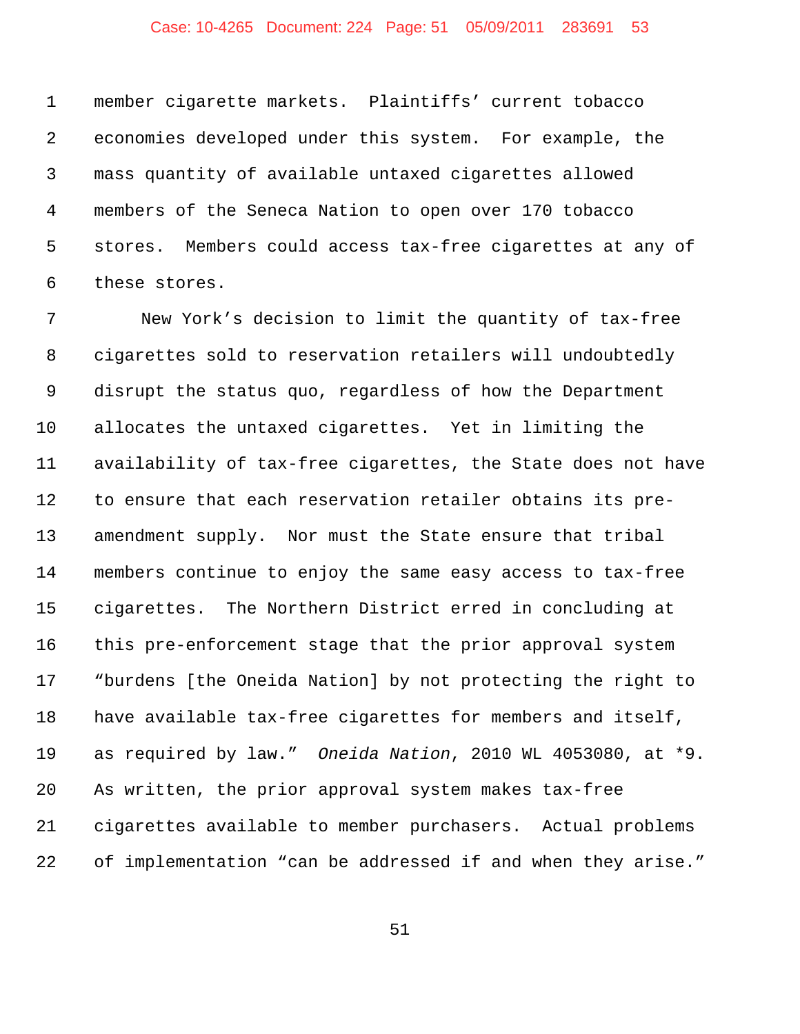member cigarette markets. Plaintiffs' current tobacco economies developed under this system. For example, the mass quantity of available untaxed cigarettes allowed members of the Seneca Nation to open over 170 tobacco stores. Members could access tax-free cigarettes at any of these stores.

New York's decision to limit the quantity of tax-free cigarettes sold to reservation retailers will undoubtedly disrupt the status quo, regardless of how the Department allocates the untaxed cigarettes. Yet in limiting the availability of tax-free cigarettes, the State does not have to ensure that each reservation retailer obtains its pre-amendment supply. Nor must the State ensure that tribal members continue to enjoy the same easy access to tax-free cigarettes. The Northern District erred in concluding at this pre-enforcement stage that the prior approval system "burdens [the Oneida Nation] by not protecting the right to have available tax-free cigarettes for members and itself, as required by law." *Oneida Nation*, 2010 WL 4053080, at *9. As written, the prior approval system makes tax-free cigarettes available to member purchasers. Actual problems of implementation "can be addressed if and when they arise."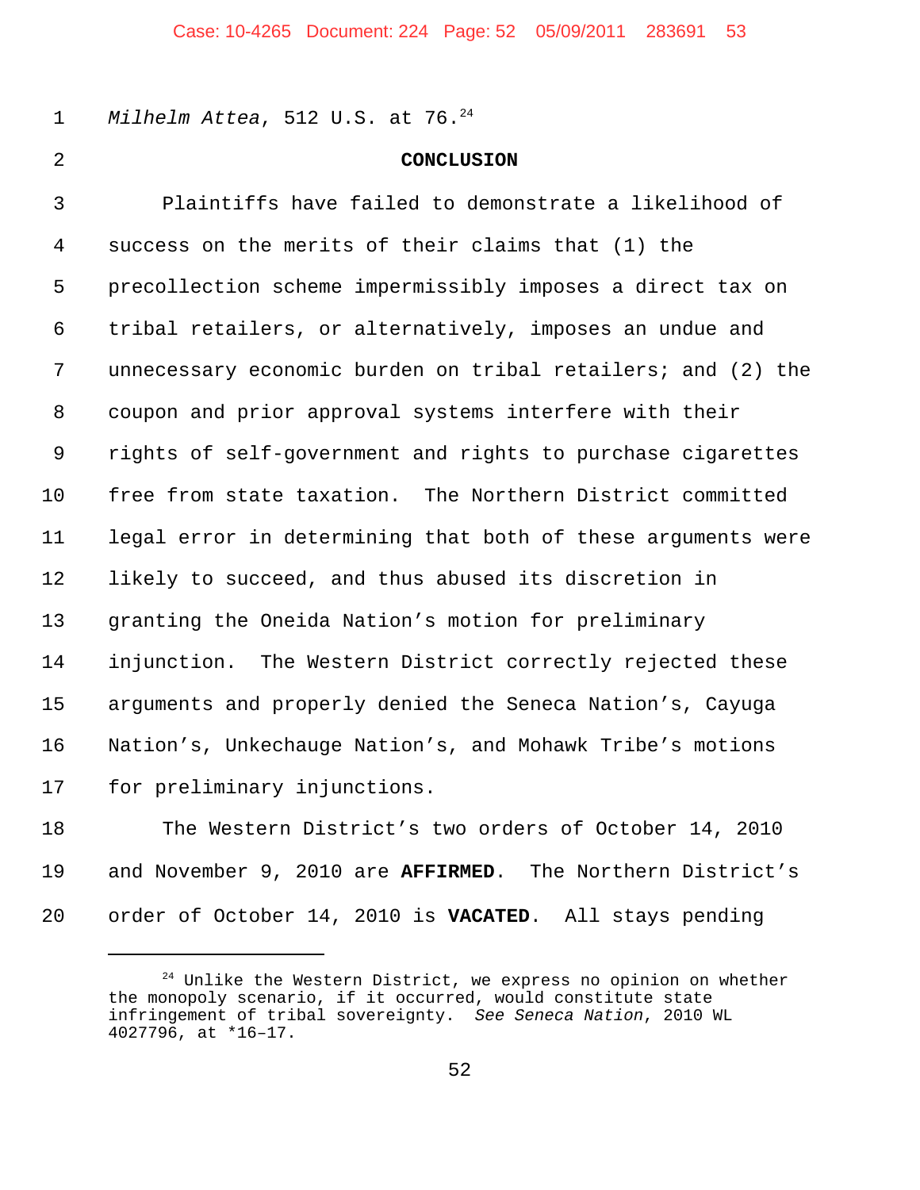*Milhelm Attea*, 512 U.S. at 76.[24]

## CONCLUSION

Plaintiffs have failed to demonstrate a likelihood of success on the merits of their claims that (1) the precollection scheme impermissibly imposes a direct tax on tribal retailers, or alternatively, imposes an undue and unnecessary economic burden on tribal retailers; and (2) the coupon and prior approval systems interfere with their rights of self-government and rights to purchase cigarettes free from state taxation. The Northern District committed legal error in determining that both of these arguments were likely to succeed, and thus abused its discretion in granting the Oneida Nation's motion for preliminary injunction. The Western District correctly rejected these arguments and properly denied the Seneca Nation's, Cayuga Nation's, Unkechauge Nation's, and Mohawk Tribe's motions for preliminary injunctions.

The Western District's two orders of October 14, 2010 and November 9, 2010 are **AFFIRMED**. The Northern District's order of October 14, 2010 is **VACATED**. All stays pending

---

[24] Unlike the Western District, we express no opinion on whether the monopoly scenario, if it occurred, would constitute state infringement of tribal sovereignty. *See Seneca Nation*, 2010 WL 4027796, at *16–17.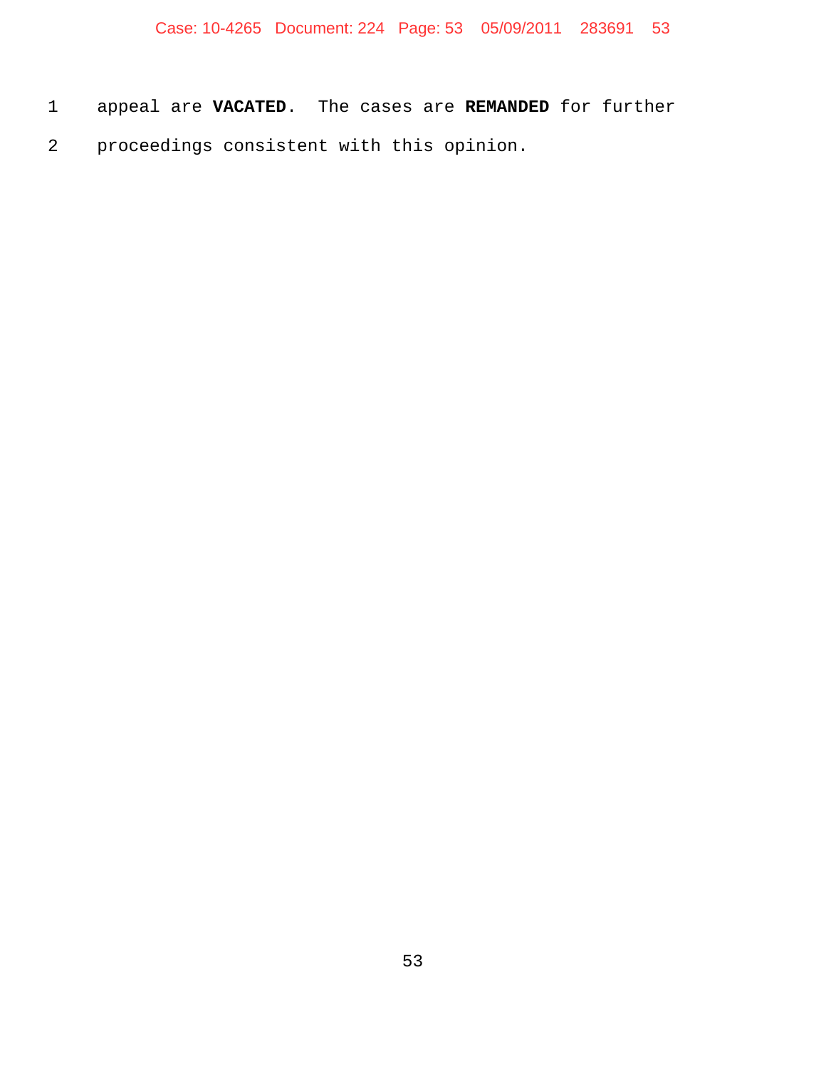appeal are **VACATED**. The cases are **REMANDED** for further proceedings consistent with this opinion.